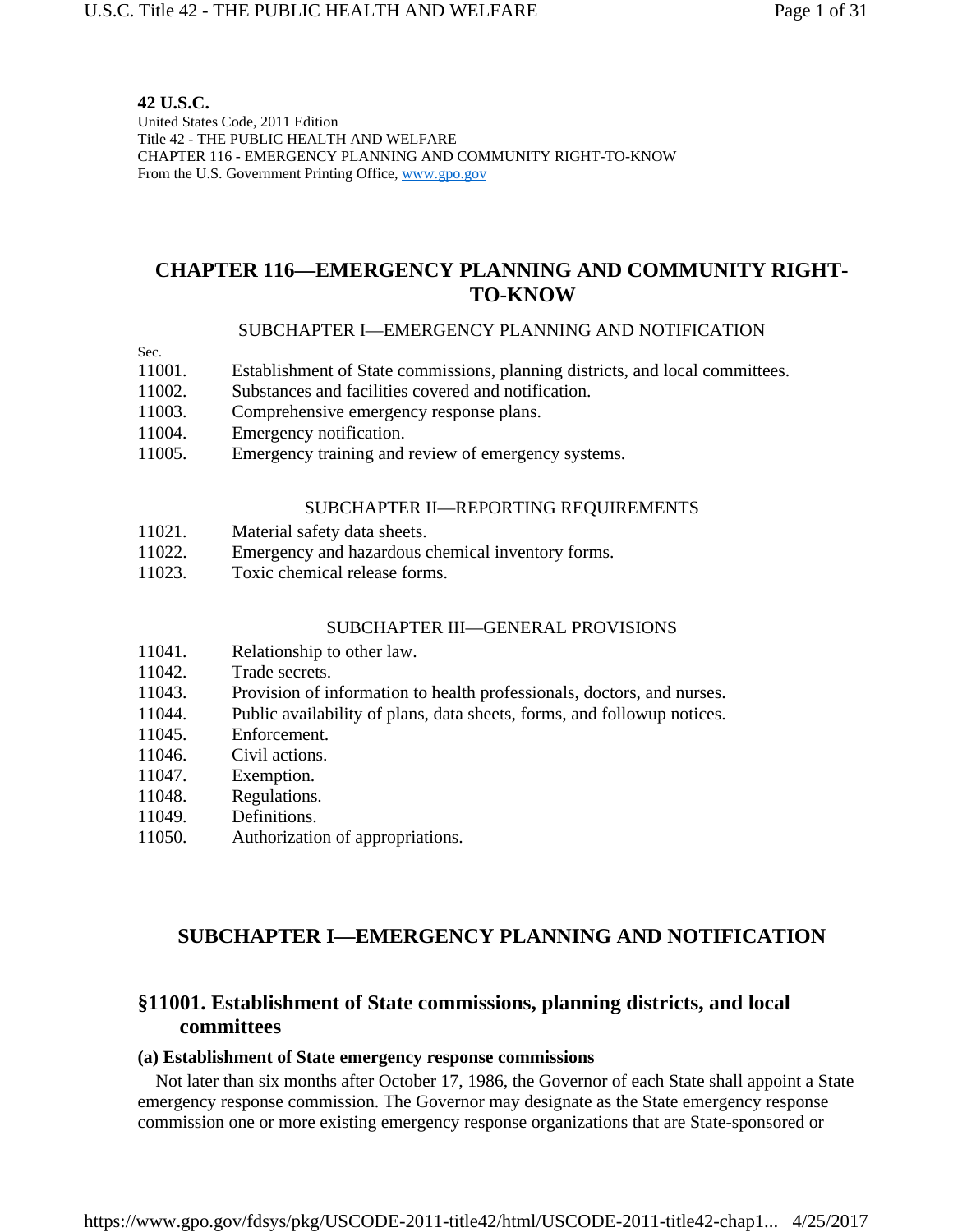**42 U.S.C.**
United States Code, 2011 Edition
Title 42 - THE PUBLIC HEALTH AND WELFARE
CHAPTER 116 - EMERGENCY PLANNING AND COMMUNITY RIGHT-TO-KNOW
From the U.S. Government Printing Office, www.gpo.gov

# CHAPTER 116—EMERGENCY PLANNING AND COMMUNITY RIGHT-TO-KNOW

SUBCHAPTER I—EMERGENCY PLANNING AND NOTIFICATION

| Sec. | |
|---|---|
| 11001. | Establishment of State commissions, planning districts, and local committees. |
| 11002. | Substances and facilities covered and notification. |
| 11003. | Comprehensive emergency response plans. |
| 11004. | Emergency notification. |
| 11005. | Emergency training and review of emergency systems. |

SUBCHAPTER II—REPORTING REQUIREMENTS

| | |
|---|---|
| 11021. | Material safety data sheets. |
| 11022. | Emergency and hazardous chemical inventory forms. |
| 11023. | Toxic chemical release forms. |

SUBCHAPTER III—GENERAL PROVISIONS

| | |
|---|---|
| 11041. | Relationship to other law. |
| 11042. | Trade secrets. |
| 11043. | Provision of information to health professionals, doctors, and nurses. |
| 11044. | Public availability of plans, data sheets, forms, and followup notices. |
| 11045. | Enforcement. |
| 11046. | Civil actions. |
| 11047. | Exemption. |
| 11048. | Regulations. |
| 11049. | Definitions. |
| 11050. | Authorization of appropriations. |

## SUBCHAPTER I—EMERGENCY PLANNING AND NOTIFICATION

### §11001. Establishment of State commissions, planning districts, and local committees

**(a) Establishment of State emergency response commissions**

Not later than six months after October 17, 1986, the Governor of each State shall appoint a State emergency response commission. The Governor may designate as the State emergency response commission one or more existing emergency response organizations that are State-sponsored or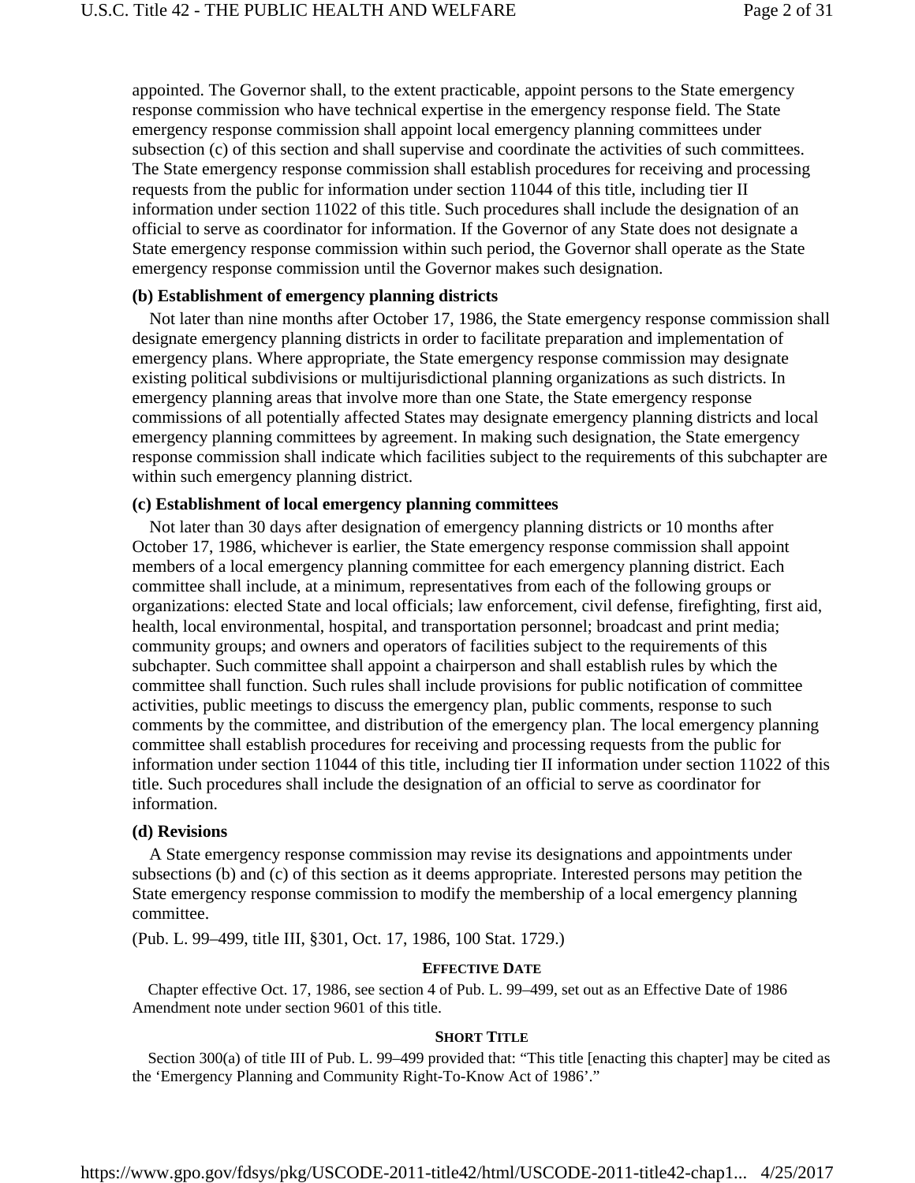appointed. The Governor shall, to the extent practicable, appoint persons to the State emergency response commission who have technical expertise in the emergency response field. The State emergency response commission shall appoint local emergency planning committees under subsection (c) of this section and shall supervise and coordinate the activities of such committees. The State emergency response commission shall establish procedures for receiving and processing requests from the public for information under section 11044 of this title, including tier II information under section 11022 of this title. Such procedures shall include the designation of an official to serve as coordinator for information. If the Governor of any State does not designate a State emergency response commission within such period, the Governor shall operate as the State emergency response commission until the Governor makes such designation.

**(b) Establishment of emergency planning districts**

Not later than nine months after October 17, 1986, the State emergency response commission shall designate emergency planning districts in order to facilitate preparation and implementation of emergency plans. Where appropriate, the State emergency response commission may designate existing political subdivisions or multijurisdictional planning organizations as such districts. In emergency planning areas that involve more than one State, the State emergency response commissions of all potentially affected States may designate emergency planning districts and local emergency planning committees by agreement. In making such designation, the State emergency response commission shall indicate which facilities subject to the requirements of this subchapter are within such emergency planning district.

**(c) Establishment of local emergency planning committees**

Not later than 30 days after designation of emergency planning districts or 10 months after October 17, 1986, whichever is earlier, the State emergency response commission shall appoint members of a local emergency planning committee for each emergency planning district. Each committee shall include, at a minimum, representatives from each of the following groups or organizations: elected State and local officials; law enforcement, civil defense, firefighting, first aid, health, local environmental, hospital, and transportation personnel; broadcast and print media; community groups; and owners and operators of facilities subject to the requirements of this subchapter. Such committee shall appoint a chairperson and shall establish rules by which the committee shall function. Such rules shall include provisions for public notification of committee activities, public meetings to discuss the emergency plan, public comments, response to such comments by the committee, and distribution of the emergency plan. The local emergency planning committee shall establish procedures for receiving and processing requests from the public for information under section 11044 of this title, including tier II information under section 11022 of this title. Such procedures shall include the designation of an official to serve as coordinator for information.

**(d) Revisions**

A State emergency response commission may revise its designations and appointments under subsections (b) and (c) of this section as it deems appropriate. Interested persons may petition the State emergency response commission to modify the membership of a local emergency planning committee.

(Pub. L. 99–499, title III, §301, Oct. 17, 1986, 100 Stat. 1729.)

**EFFECTIVE DATE**

Chapter effective Oct. 17, 1986, see section 4 of Pub. L. 99–499, set out as an Effective Date of 1986 Amendment note under section 9601 of this title.

**SHORT TITLE**

Section 300(a) of title III of Pub. L. 99–499 provided that: "This title [enacting this chapter] may be cited as the 'Emergency Planning and Community Right-To-Know Act of 1986'."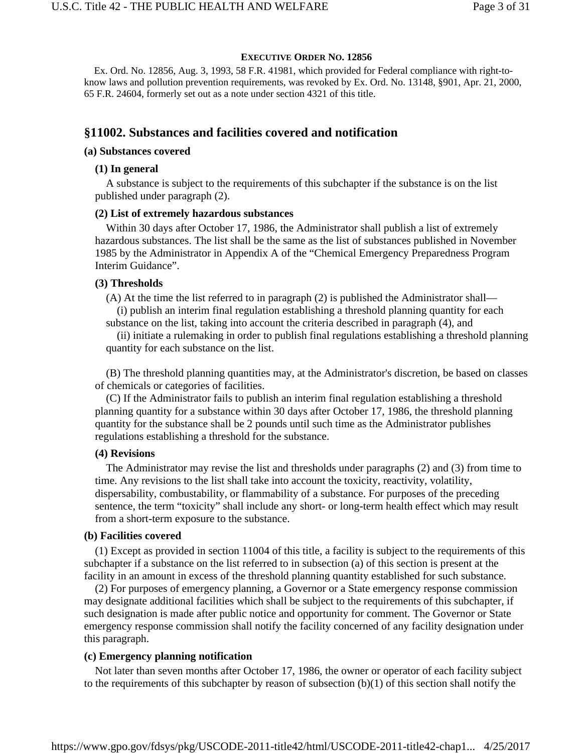**EXECUTIVE ORDER NO. 12856**

Ex. Ord. No. 12856, Aug. 3, 1993, 58 F.R. 41981, which provided for Federal compliance with right-to-know laws and pollution prevention requirements, was revoked by Ex. Ord. No. 13148, §901, Apr. 21, 2000, 65 F.R. 24604, formerly set out as a note under section 4321 of this title.

## §11002. Substances and facilities covered and notification

**(a) Substances covered**

**(1) In general**

A substance is subject to the requirements of this subchapter if the substance is on the list published under paragraph (2).

**(2) List of extremely hazardous substances**

Within 30 days after October 17, 1986, the Administrator shall publish a list of extremely hazardous substances. The list shall be the same as the list of substances published in November 1985 by the Administrator in Appendix A of the "Chemical Emergency Preparedness Program Interim Guidance".

**(3) Thresholds**

(A) At the time the list referred to in paragraph (2) is published the Administrator shall—

(i) publish an interim final regulation establishing a threshold planning quantity for each substance on the list, taking into account the criteria described in paragraph (4), and

(ii) initiate a rulemaking in order to publish final regulations establishing a threshold planning quantity for each substance on the list.

(B) The threshold planning quantities may, at the Administrator's discretion, be based on classes of chemicals or categories of facilities.

(C) If the Administrator fails to publish an interim final regulation establishing a threshold planning quantity for a substance within 30 days after October 17, 1986, the threshold planning quantity for the substance shall be 2 pounds until such time as the Administrator publishes regulations establishing a threshold for the substance.

**(4) Revisions**

The Administrator may revise the list and thresholds under paragraphs (2) and (3) from time to time. Any revisions to the list shall take into account the toxicity, reactivity, volatility, dispersability, combustability, or flammability of a substance. For purposes of the preceding sentence, the term "toxicity" shall include any short- or long-term health effect which may result from a short-term exposure to the substance.

**(b) Facilities covered**

(1) Except as provided in section 11004 of this title, a facility is subject to the requirements of this subchapter if a substance on the list referred to in subsection (a) of this section is present at the facility in an amount in excess of the threshold planning quantity established for such substance.

(2) For purposes of emergency planning, a Governor or a State emergency response commission may designate additional facilities which shall be subject to the requirements of this subchapter, if such designation is made after public notice and opportunity for comment. The Governor or State emergency response commission shall notify the facility concerned of any facility designation under this paragraph.

**(c) Emergency planning notification**

Not later than seven months after October 17, 1986, the owner or operator of each facility subject to the requirements of this subchapter by reason of subsection (b)(1) of this section shall notify the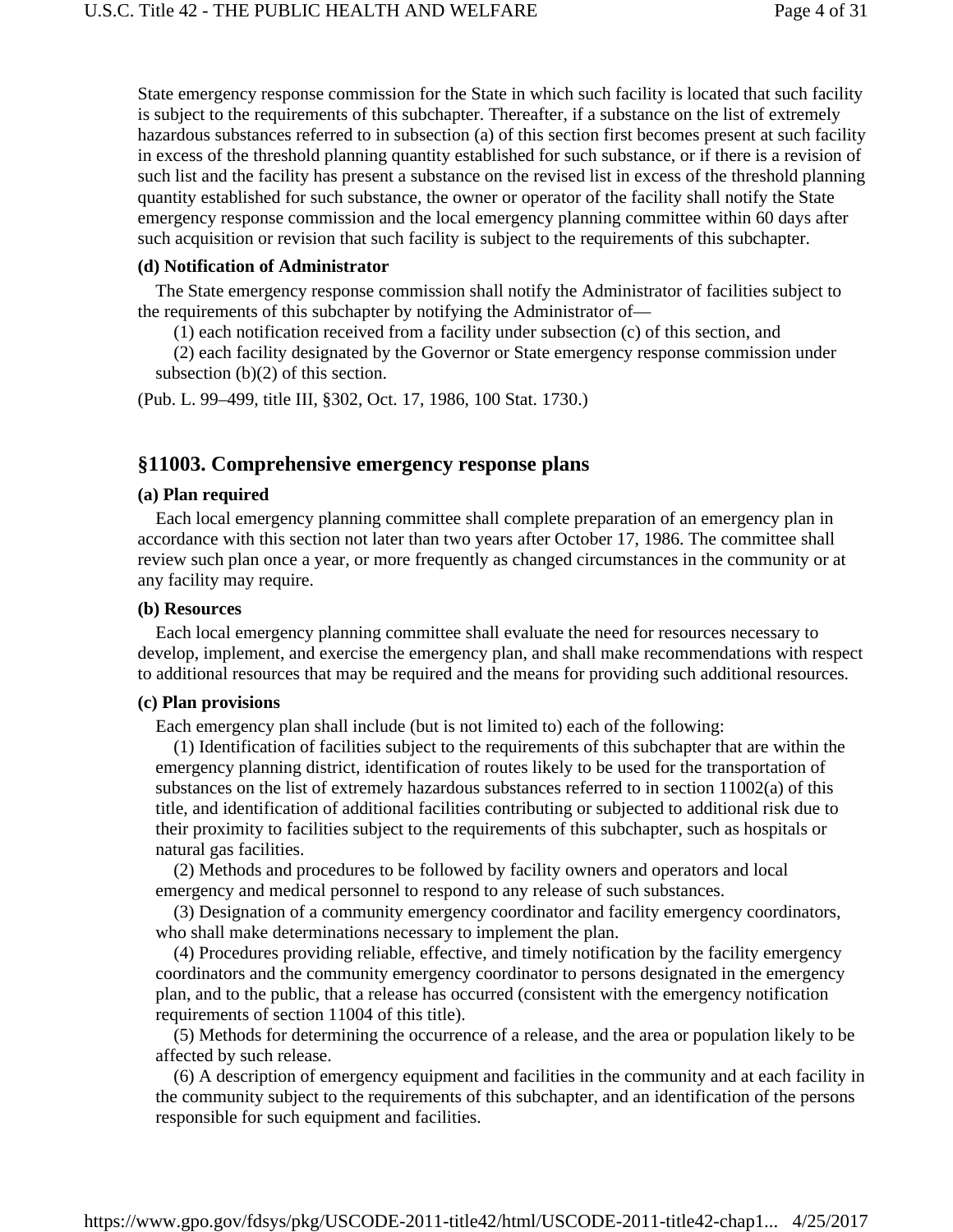State emergency response commission for the State in which such facility is located that such facility is subject to the requirements of this subchapter. Thereafter, if a substance on the list of extremely hazardous substances referred to in subsection (a) of this section first becomes present at such facility in excess of the threshold planning quantity established for such substance, or if there is a revision of such list and the facility has present a substance on the revised list in excess of the threshold planning quantity established for such substance, the owner or operator of the facility shall notify the State emergency response commission and the local emergency planning committee within 60 days after such acquisition or revision that such facility is subject to the requirements of this subchapter.

**(d) Notification of Administrator**

The State emergency response commission shall notify the Administrator of facilities subject to the requirements of this subchapter by notifying the Administrator of—

(1) each notification received from a facility under subsection (c) of this section, and

(2) each facility designated by the Governor or State emergency response commission under subsection (b)(2) of this section.

(Pub. L. 99–499, title III, §302, Oct. 17, 1986, 100 Stat. 1730.)

## §11003. Comprehensive emergency response plans

**(a) Plan required**

Each local emergency planning committee shall complete preparation of an emergency plan in accordance with this section not later than two years after October 17, 1986. The committee shall review such plan once a year, or more frequently as changed circumstances in the community or at any facility may require.

**(b) Resources**

Each local emergency planning committee shall evaluate the need for resources necessary to develop, implement, and exercise the emergency plan, and shall make recommendations with respect to additional resources that may be required and the means for providing such additional resources.

**(c) Plan provisions**

Each emergency plan shall include (but is not limited to) each of the following:

(1) Identification of facilities subject to the requirements of this subchapter that are within the emergency planning district, identification of routes likely to be used for the transportation of substances on the list of extremely hazardous substances referred to in section 11002(a) of this title, and identification of additional facilities contributing or subjected to additional risk due to their proximity to facilities subject to the requirements of this subchapter, such as hospitals or natural gas facilities.

(2) Methods and procedures to be followed by facility owners and operators and local emergency and medical personnel to respond to any release of such substances.

(3) Designation of a community emergency coordinator and facility emergency coordinators, who shall make determinations necessary to implement the plan.

(4) Procedures providing reliable, effective, and timely notification by the facility emergency coordinators and the community emergency coordinator to persons designated in the emergency plan, and to the public, that a release has occurred (consistent with the emergency notification requirements of section 11004 of this title).

(5) Methods for determining the occurrence of a release, and the area or population likely to be affected by such release.

(6) A description of emergency equipment and facilities in the community and at each facility in the community subject to the requirements of this subchapter, and an identification of the persons responsible for such equipment and facilities.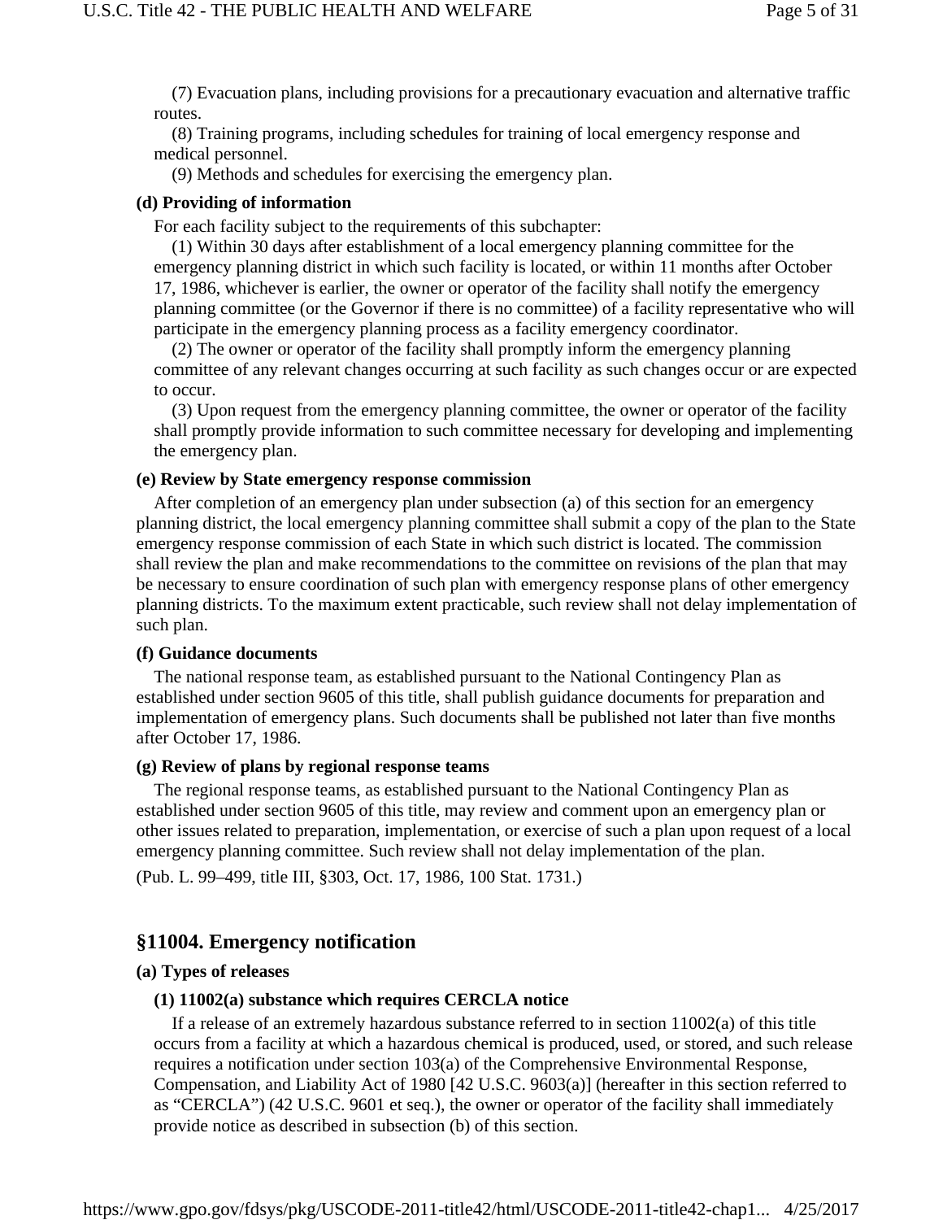(7) Evacuation plans, including provisions for a precautionary evacuation and alternative traffic routes.

(8) Training programs, including schedules for training of local emergency response and medical personnel.

(9) Methods and schedules for exercising the emergency plan.

**(d) Providing of information**

For each facility subject to the requirements of this subchapter:

(1) Within 30 days after establishment of a local emergency planning committee for the emergency planning district in which such facility is located, or within 11 months after October 17, 1986, whichever is earlier, the owner or operator of the facility shall notify the emergency planning committee (or the Governor if there is no committee) of a facility representative who will participate in the emergency planning process as a facility emergency coordinator.

(2) The owner or operator of the facility shall promptly inform the emergency planning committee of any relevant changes occurring at such facility as such changes occur or are expected to occur.

(3) Upon request from the emergency planning committee, the owner or operator of the facility shall promptly provide information to such committee necessary for developing and implementing the emergency plan.

**(e) Review by State emergency response commission**

After completion of an emergency plan under subsection (a) of this section for an emergency planning district, the local emergency planning committee shall submit a copy of the plan to the State emergency response commission of each State in which such district is located. The commission shall review the plan and make recommendations to the committee on revisions of the plan that may be necessary to ensure coordination of such plan with emergency response plans of other emergency planning districts. To the maximum extent practicable, such review shall not delay implementation of such plan.

**(f) Guidance documents**

The national response team, as established pursuant to the National Contingency Plan as established under section 9605 of this title, shall publish guidance documents for preparation and implementation of emergency plans. Such documents shall be published not later than five months after October 17, 1986.

**(g) Review of plans by regional response teams**

The regional response teams, as established pursuant to the National Contingency Plan as established under section 9605 of this title, may review and comment upon an emergency plan or other issues related to preparation, implementation, or exercise of such a plan upon request of a local emergency planning committee. Such review shall not delay implementation of the plan.

(Pub. L. 99–499, title III, §303, Oct. 17, 1986, 100 Stat. 1731.)

## §11004. Emergency notification

**(a) Types of releases**

**(1) 11002(a) substance which requires CERCLA notice**

If a release of an extremely hazardous substance referred to in section 11002(a) of this title occurs from a facility at which a hazardous chemical is produced, used, or stored, and such release requires a notification under section 103(a) of the Comprehensive Environmental Response, Compensation, and Liability Act of 1980 [42 U.S.C. 9603(a)] (hereafter in this section referred to as "CERCLA") (42 U.S.C. 9601 et seq.), the owner or operator of the facility shall immediately provide notice as described in subsection (b) of this section.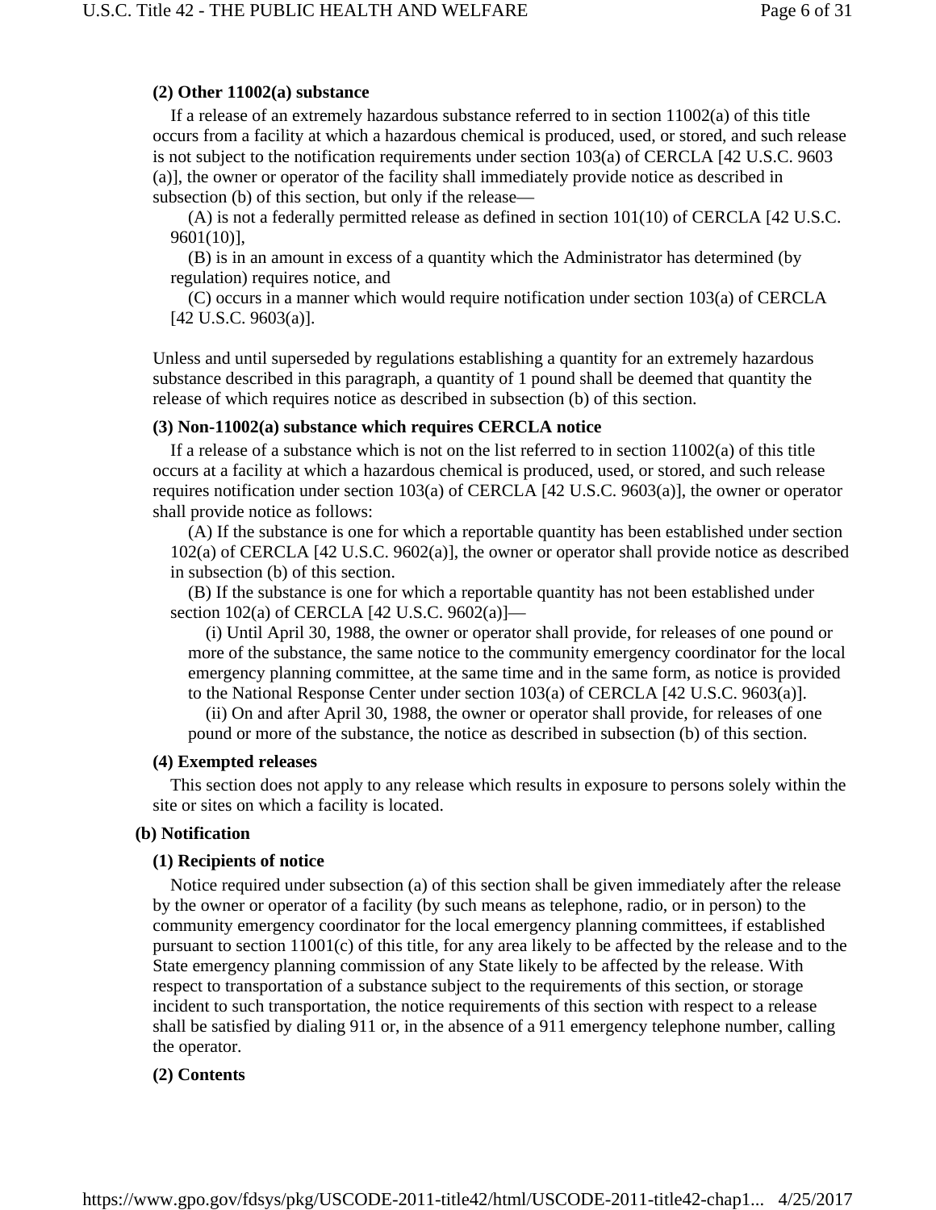#### (2) Other 11002(a) substance

If a release of an extremely hazardous substance referred to in section 11002(a) of this title occurs from a facility at which a hazardous chemical is produced, used, or stored, and such release is not subject to the notification requirements under section 103(a) of CERCLA [42 U.S.C. 9603 (a)], the owner or operator of the facility shall immediately provide notice as described in subsection (b) of this section, but only if the release—

(A) is not a federally permitted release as defined in section 101(10) of CERCLA [42 U.S.C. 9601(10)],

(B) is in an amount in excess of a quantity which the Administrator has determined (by regulation) requires notice, and

(C) occurs in a manner which would require notification under section 103(a) of CERCLA [42 U.S.C. 9603(a)].

Unless and until superseded by regulations establishing a quantity for an extremely hazardous substance described in this paragraph, a quantity of 1 pound shall be deemed that quantity the release of which requires notice as described in subsection (b) of this section.

#### (3) Non-11002(a) substance which requires CERCLA notice

If a release of a substance which is not on the list referred to in section 11002(a) of this title occurs at a facility at which a hazardous chemical is produced, used, or stored, and such release requires notification under section 103(a) of CERCLA [42 U.S.C. 9603(a)], the owner or operator shall provide notice as follows:

(A) If the substance is one for which a reportable quantity has been established under section 102(a) of CERCLA [42 U.S.C. 9602(a)], the owner or operator shall provide notice as described in subsection (b) of this section.

(B) If the substance is one for which a reportable quantity has not been established under section 102(a) of CERCLA [42 U.S.C. 9602(a)]—

(i) Until April 30, 1988, the owner or operator shall provide, for releases of one pound or more of the substance, the same notice to the community emergency coordinator for the local emergency planning committee, at the same time and in the same form, as notice is provided to the National Response Center under section 103(a) of CERCLA [42 U.S.C. 9603(a)].

(ii) On and after April 30, 1988, the owner or operator shall provide, for releases of one pound or more of the substance, the notice as described in subsection (b) of this section.

#### (4) Exempted releases

This section does not apply to any release which results in exposure to persons solely within the site or sites on which a facility is located.

### (b) Notification

#### (1) Recipients of notice

Notice required under subsection (a) of this section shall be given immediately after the release by the owner or operator of a facility (by such means as telephone, radio, or in person) to the community emergency coordinator for the local emergency planning committees, if established pursuant to section 11001(c) of this title, for any area likely to be affected by the release and to the State emergency planning commission of any State likely to be affected by the release. With respect to transportation of a substance subject to the requirements of this section, or storage incident to such transportation, the notice requirements of this section with respect to a release shall be satisfied by dialing 911 or, in the absence of a 911 emergency telephone number, calling the operator.

#### (2) Contents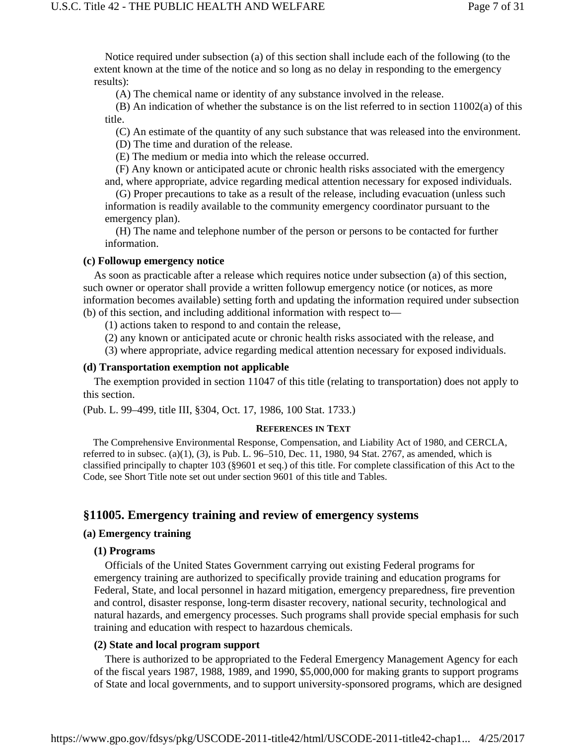Notice required under subsection (a) of this section shall include each of the following (to the extent known at the time of the notice and so long as no delay in responding to the emergency results):

(A) The chemical name or identity of any substance involved in the release.

(B) An indication of whether the substance is on the list referred to in section 11002(a) of this title.

(C) An estimate of the quantity of any such substance that was released into the environment.

(D) The time and duration of the release.

(E) The medium or media into which the release occurred.

(F) Any known or anticipated acute or chronic health risks associated with the emergency and, where appropriate, advice regarding medical attention necessary for exposed individuals.

(G) Proper precautions to take as a result of the release, including evacuation (unless such information is readily available to the community emergency coordinator pursuant to the emergency plan).

(H) The name and telephone number of the person or persons to be contacted for further information.

**(c) Followup emergency notice**

As soon as practicable after a release which requires notice under subsection (a) of this section, such owner or operator shall provide a written followup emergency notice (or notices, as more information becomes available) setting forth and updating the information required under subsection (b) of this section, and including additional information with respect to—

(1) actions taken to respond to and contain the release,

(2) any known or anticipated acute or chronic health risks associated with the release, and

(3) where appropriate, advice regarding medical attention necessary for exposed individuals.

**(d) Transportation exemption not applicable**

The exemption provided in section 11047 of this title (relating to transportation) does not apply to this section.

(Pub. L. 99–499, title III, §304, Oct. 17, 1986, 100 Stat. 1733.)

**REFERENCES IN TEXT**

The Comprehensive Environmental Response, Compensation, and Liability Act of 1980, and CERCLA, referred to in subsec. (a)(1), (3), is Pub. L. 96–510, Dec. 11, 1980, 94 Stat. 2767, as amended, which is classified principally to chapter 103 (§9601 et seq.) of this title. For complete classification of this Act to the Code, see Short Title note set out under section 9601 of this title and Tables.

## §11005. Emergency training and review of emergency systems

**(a) Emergency training**

**(1) Programs**

Officials of the United States Government carrying out existing Federal programs for emergency training are authorized to specifically provide training and education programs for Federal, State, and local personnel in hazard mitigation, emergency preparedness, fire prevention and control, disaster response, long-term disaster recovery, national security, technological and natural hazards, and emergency processes. Such programs shall provide special emphasis for such training and education with respect to hazardous chemicals.

**(2) State and local program support**

There is authorized to be appropriated to the Federal Emergency Management Agency for each of the fiscal years 1987, 1988, 1989, and 1990, $5,000,000 for making grants to support programs of State and local governments, and to support university-sponsored programs, which are designed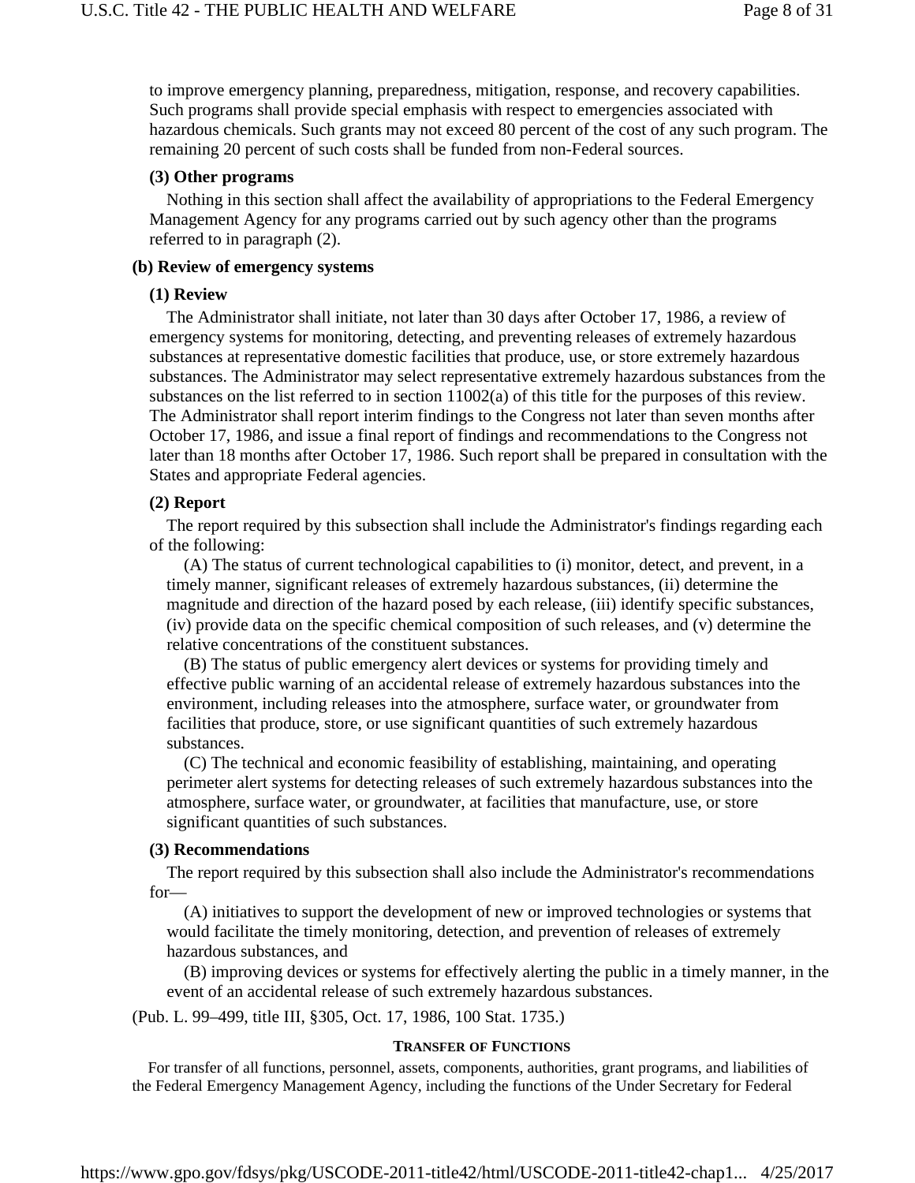to improve emergency planning, preparedness, mitigation, response, and recovery capabilities. Such programs shall provide special emphasis with respect to emergencies associated with hazardous chemicals. Such grants may not exceed 80 percent of the cost of any such program. The remaining 20 percent of such costs shall be funded from non-Federal sources.

**(3) Other programs**

Nothing in this section shall affect the availability of appropriations to the Federal Emergency Management Agency for any programs carried out by such agency other than the programs referred to in paragraph (2).

**(b) Review of emergency systems**

**(1) Review**

The Administrator shall initiate, not later than 30 days after October 17, 1986, a review of emergency systems for monitoring, detecting, and preventing releases of extremely hazardous substances at representative domestic facilities that produce, use, or store extremely hazardous substances. The Administrator may select representative extremely hazardous substances from the substances on the list referred to in section 11002(a) of this title for the purposes of this review. The Administrator shall report interim findings to the Congress not later than seven months after October 17, 1986, and issue a final report of findings and recommendations to the Congress not later than 18 months after October 17, 1986. Such report shall be prepared in consultation with the States and appropriate Federal agencies.

**(2) Report**

The report required by this subsection shall include the Administrator's findings regarding each of the following:

(A) The status of current technological capabilities to (i) monitor, detect, and prevent, in a timely manner, significant releases of extremely hazardous substances, (ii) determine the magnitude and direction of the hazard posed by each release, (iii) identify specific substances, (iv) provide data on the specific chemical composition of such releases, and (v) determine the relative concentrations of the constituent substances.

(B) The status of public emergency alert devices or systems for providing timely and effective public warning of an accidental release of extremely hazardous substances into the environment, including releases into the atmosphere, surface water, or groundwater from facilities that produce, store, or use significant quantities of such extremely hazardous substances.

(C) The technical and economic feasibility of establishing, maintaining, and operating perimeter alert systems for detecting releases of such extremely hazardous substances into the atmosphere, surface water, or groundwater, at facilities that manufacture, use, or store significant quantities of such substances.

**(3) Recommendations**

The report required by this subsection shall also include the Administrator's recommendations for—

(A) initiatives to support the development of new or improved technologies or systems that would facilitate the timely monitoring, detection, and prevention of releases of extremely hazardous substances, and

(B) improving devices or systems for effectively alerting the public in a timely manner, in the event of an accidental release of such extremely hazardous substances.

(Pub. L. 99–499, title III, §305, Oct. 17, 1986, 100 Stat. 1735.)

**TRANSFER OF FUNCTIONS**

For transfer of all functions, personnel, assets, components, authorities, grant programs, and liabilities of the Federal Emergency Management Agency, including the functions of the Under Secretary for Federal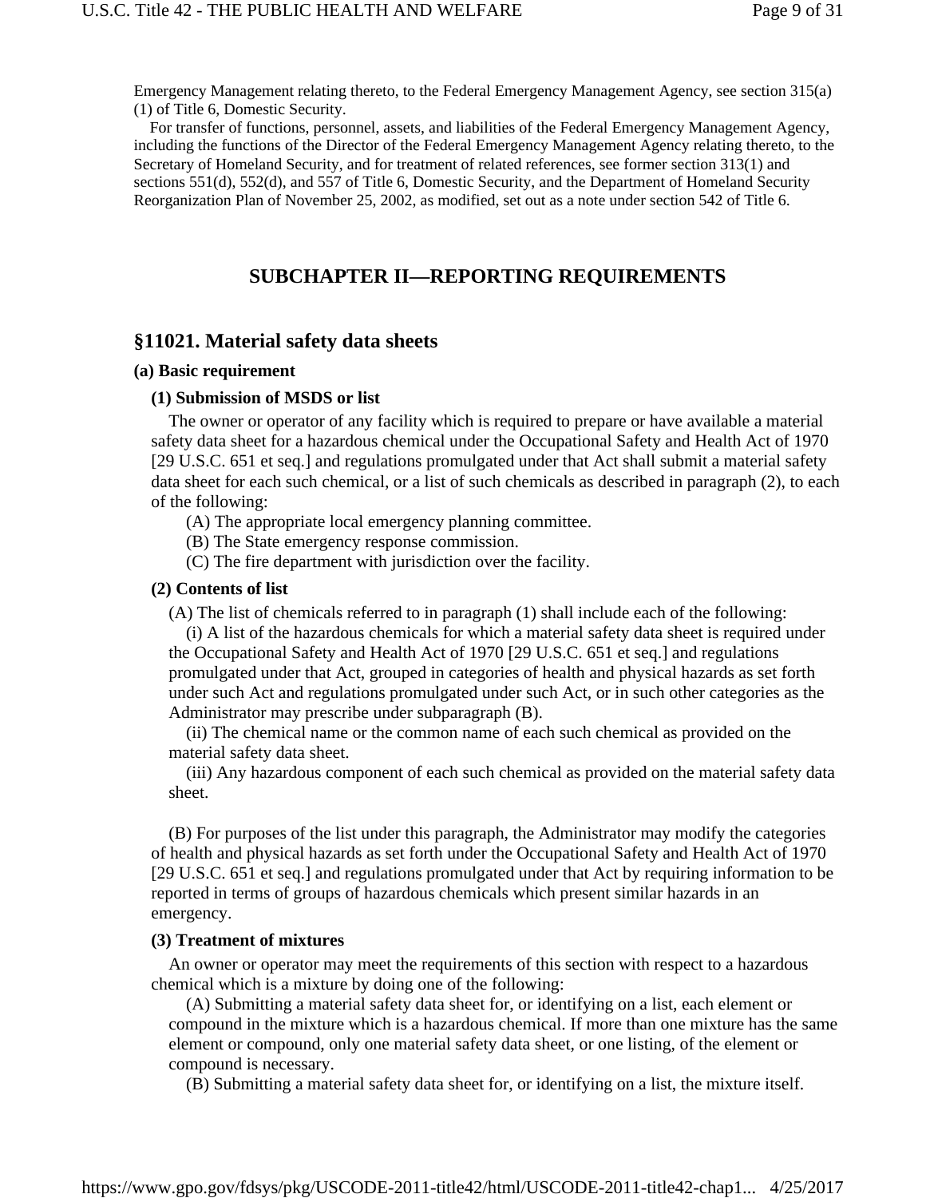Emergency Management relating thereto, to the Federal Emergency Management Agency, see section 315(a)(1) of Title 6, Domestic Security.

For transfer of functions, personnel, assets, and liabilities of the Federal Emergency Management Agency, including the functions of the Director of the Federal Emergency Management Agency relating thereto, to the Secretary of Homeland Security, and for treatment of related references, see former section 313(1) and sections 551(d), 552(d), and 557 of Title 6, Domestic Security, and the Department of Homeland Security Reorganization Plan of November 25, 2002, as modified, set out as a note under section 542 of Title 6.

## SUBCHAPTER II—REPORTING REQUIREMENTS

### §11021. Material safety data sheets

**(a) Basic requirement**

**(1) Submission of MSDS or list**

The owner or operator of any facility which is required to prepare or have available a material safety data sheet for a hazardous chemical under the Occupational Safety and Health Act of 1970 [29 U.S.C. 651 et seq.] and regulations promulgated under that Act shall submit a material safety data sheet for each such chemical, or a list of such chemicals as described in paragraph (2), to each of the following:

(A) The appropriate local emergency planning committee.

(B) The State emergency response commission.

(C) The fire department with jurisdiction over the facility.

**(2) Contents of list**

(A) The list of chemicals referred to in paragraph (1) shall include each of the following:

(i) A list of the hazardous chemicals for which a material safety data sheet is required under the Occupational Safety and Health Act of 1970 [29 U.S.C. 651 et seq.] and regulations promulgated under that Act, grouped in categories of health and physical hazards as set forth under such Act and regulations promulgated under such Act, or in such other categories as the Administrator may prescribe under subparagraph (B).

(ii) The chemical name or the common name of each such chemical as provided on the material safety data sheet.

(iii) Any hazardous component of each such chemical as provided on the material safety data sheet.

(B) For purposes of the list under this paragraph, the Administrator may modify the categories of health and physical hazards as set forth under the Occupational Safety and Health Act of 1970 [29 U.S.C. 651 et seq.] and regulations promulgated under that Act by requiring information to be reported in terms of groups of hazardous chemicals which present similar hazards in an emergency.

**(3) Treatment of mixtures**

An owner or operator may meet the requirements of this section with respect to a hazardous chemical which is a mixture by doing one of the following:

(A) Submitting a material safety data sheet for, or identifying on a list, each element or compound in the mixture which is a hazardous chemical. If more than one mixture has the same element or compound, only one material safety data sheet, or one listing, of the element or compound is necessary.

(B) Submitting a material safety data sheet for, or identifying on a list, the mixture itself.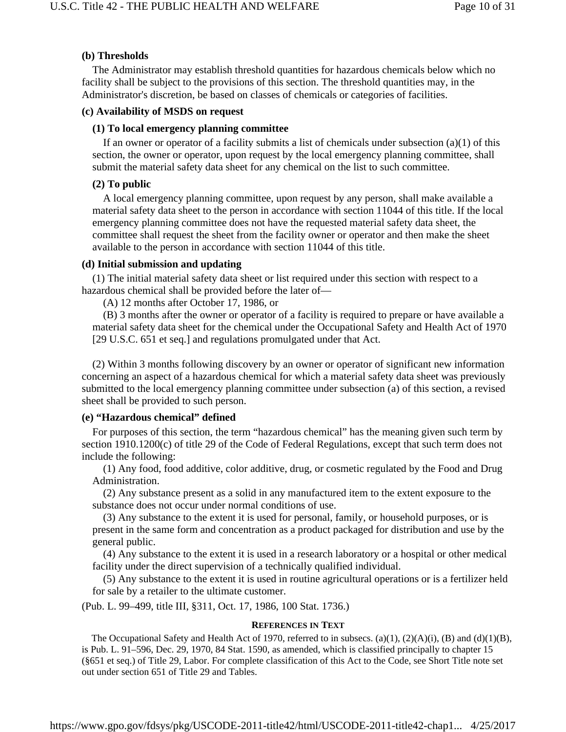**(b) Thresholds**

The Administrator may establish threshold quantities for hazardous chemicals below which no facility shall be subject to the provisions of this section. The threshold quantities may, in the Administrator's discretion, be based on classes of chemicals or categories of facilities.

**(c) Availability of MSDS on request**

**(1) To local emergency planning committee**

If an owner or operator of a facility submits a list of chemicals under subsection (a)(1) of this section, the owner or operator, upon request by the local emergency planning committee, shall submit the material safety data sheet for any chemical on the list to such committee.

**(2) To public**

A local emergency planning committee, upon request by any person, shall make available a material safety data sheet to the person in accordance with section 11044 of this title. If the local emergency planning committee does not have the requested material safety data sheet, the committee shall request the sheet from the facility owner or operator and then make the sheet available to the person in accordance with section 11044 of this title.

**(d) Initial submission and updating**

(1) The initial material safety data sheet or list required under this section with respect to a hazardous chemical shall be provided before the later of—

(A) 12 months after October 17, 1986, or

(B) 3 months after the owner or operator of a facility is required to prepare or have available a material safety data sheet for the chemical under the Occupational Safety and Health Act of 1970 [29 U.S.C. 651 et seq.] and regulations promulgated under that Act.

(2) Within 3 months following discovery by an owner or operator of significant new information concerning an aspect of a hazardous chemical for which a material safety data sheet was previously submitted to the local emergency planning committee under subsection (a) of this section, a revised sheet shall be provided to such person.

**(e) "Hazardous chemical" defined**

For purposes of this section, the term "hazardous chemical" has the meaning given such term by section 1910.1200(c) of title 29 of the Code of Federal Regulations, except that such term does not include the following:

(1) Any food, food additive, color additive, drug, or cosmetic regulated by the Food and Drug Administration.

(2) Any substance present as a solid in any manufactured item to the extent exposure to the substance does not occur under normal conditions of use.

(3) Any substance to the extent it is used for personal, family, or household purposes, or is present in the same form and concentration as a product packaged for distribution and use by the general public.

(4) Any substance to the extent it is used in a research laboratory or a hospital or other medical facility under the direct supervision of a technically qualified individual.

(5) Any substance to the extent it is used in routine agricultural operations or is a fertilizer held for sale by a retailer to the ultimate customer.

(Pub. L. 99–499, title III, §311, Oct. 17, 1986, 100 Stat. 1736.)

**REFERENCES IN TEXT**

The Occupational Safety and Health Act of 1970, referred to in subsecs. (a)(1), (2)(A)(i), (B) and (d)(1)(B), is Pub. L. 91–596, Dec. 29, 1970, 84 Stat. 1590, as amended, which is classified principally to chapter 15 (§651 et seq.) of Title 29, Labor. For complete classification of this Act to the Code, see Short Title note set out under section 651 of Title 29 and Tables.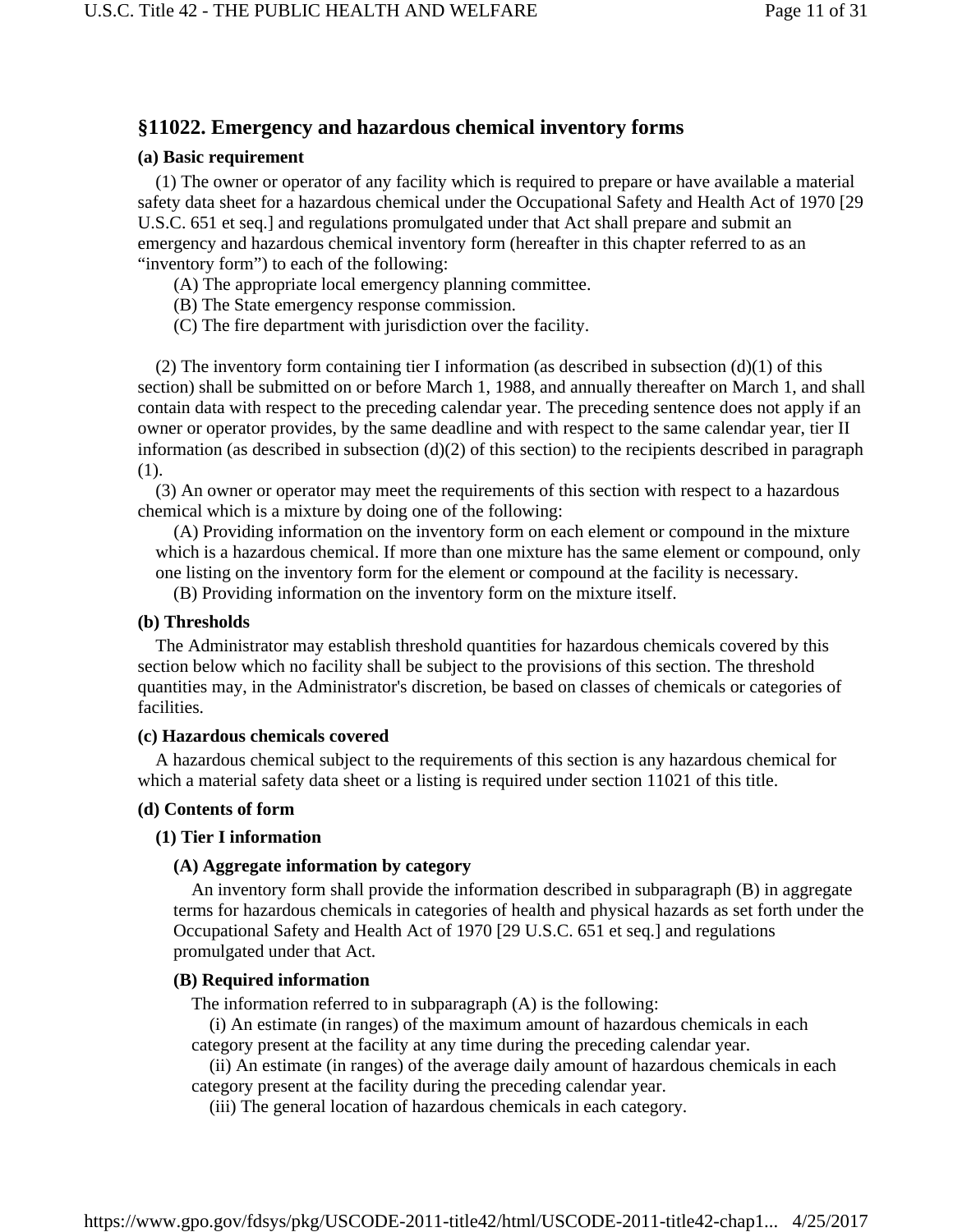## §11022. Emergency and hazardous chemical inventory forms

### (a) Basic requirement

(1) The owner or operator of any facility which is required to prepare or have available a material safety data sheet for a hazardous chemical under the Occupational Safety and Health Act of 1970 [29 U.S.C. 651 et seq.] and regulations promulgated under that Act shall prepare and submit an emergency and hazardous chemical inventory form (hereafter in this chapter referred to as an "inventory form") to each of the following:

(A) The appropriate local emergency planning committee.

(B) The State emergency response commission.

(C) The fire department with jurisdiction over the facility.

(2) The inventory form containing tier I information (as described in subsection (d)(1) of this section) shall be submitted on or before March 1, 1988, and annually thereafter on March 1, and shall contain data with respect to the preceding calendar year. The preceding sentence does not apply if an owner or operator provides, by the same deadline and with respect to the same calendar year, tier II information (as described in subsection (d)(2) of this section) to the recipients described in paragraph (1).

(3) An owner or operator may meet the requirements of this section with respect to a hazardous chemical which is a mixture by doing one of the following:

(A) Providing information on the inventory form on each element or compound in the mixture which is a hazardous chemical. If more than one mixture has the same element or compound, only one listing on the inventory form for the element or compound at the facility is necessary.

(B) Providing information on the inventory form on the mixture itself.

### (b) Thresholds

The Administrator may establish threshold quantities for hazardous chemicals covered by this section below which no facility shall be subject to the provisions of this section. The threshold quantities may, in the Administrator's discretion, be based on classes of chemicals or categories of facilities.

### (c) Hazardous chemicals covered

A hazardous chemical subject to the requirements of this section is any hazardous chemical for which a material safety data sheet or a listing is required under section 11021 of this title.

### (d) Contents of form

#### (1) Tier I information

##### (A) Aggregate information by category

An inventory form shall provide the information described in subparagraph (B) in aggregate terms for hazardous chemicals in categories of health and physical hazards as set forth under the Occupational Safety and Health Act of 1970 [29 U.S.C. 651 et seq.] and regulations promulgated under that Act.

##### (B) Required information

The information referred to in subparagraph (A) is the following:

(i) An estimate (in ranges) of the maximum amount of hazardous chemicals in each category present at the facility at any time during the preceding calendar year.

(ii) An estimate (in ranges) of the average daily amount of hazardous chemicals in each category present at the facility during the preceding calendar year.

(iii) The general location of hazardous chemicals in each category.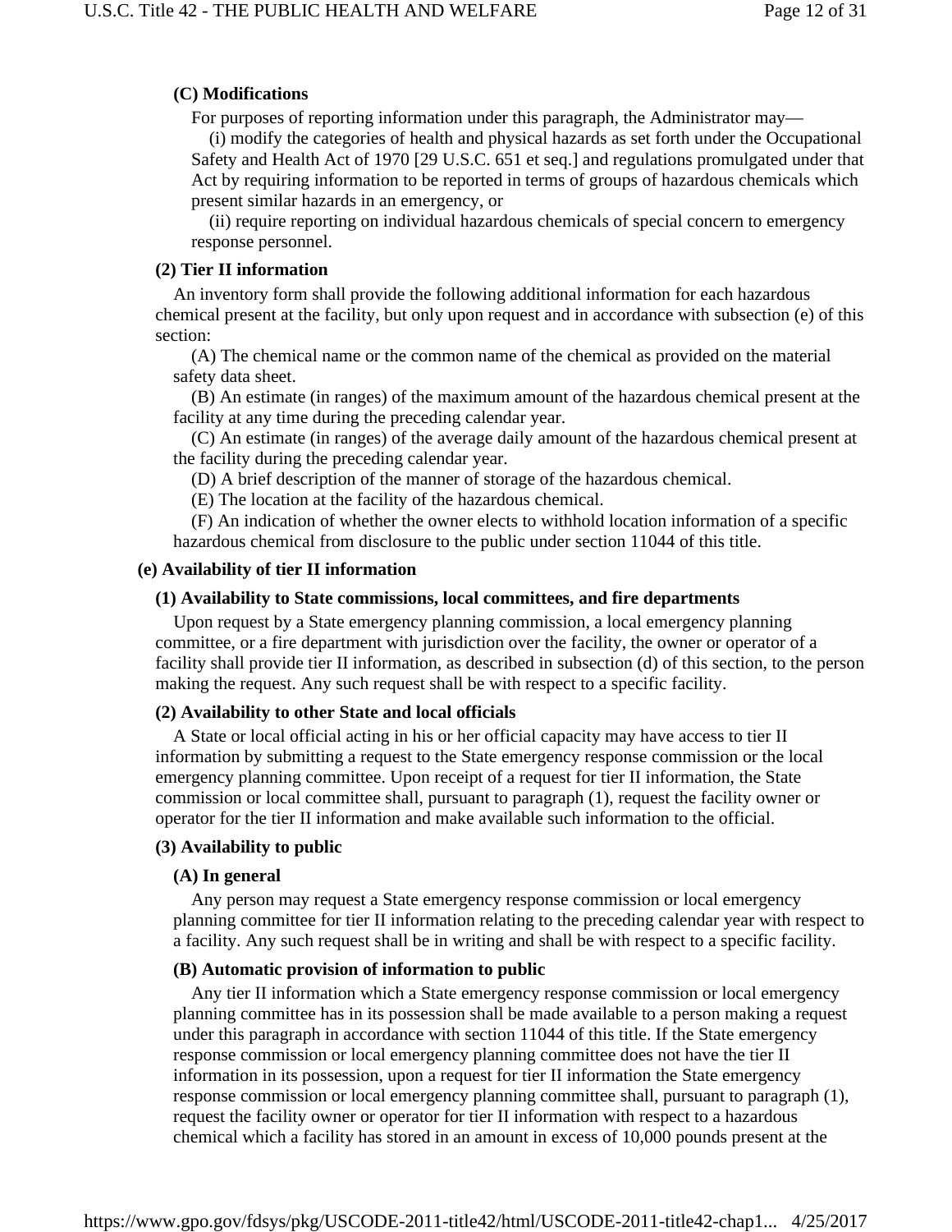**(C) Modifications**

For purposes of reporting information under this paragraph, the Administrator may—

(i) modify the categories of health and physical hazards as set forth under the Occupational Safety and Health Act of 1970 [29 U.S.C. 651 et seq.] and regulations promulgated under that Act by requiring information to be reported in terms of groups of hazardous chemicals which present similar hazards in an emergency, or

(ii) require reporting on individual hazardous chemicals of special concern to emergency response personnel.

**(2) Tier II information**

An inventory form shall provide the following additional information for each hazardous chemical present at the facility, but only upon request and in accordance with subsection (e) of this section:

(A) The chemical name or the common name of the chemical as provided on the material safety data sheet.

(B) An estimate (in ranges) of the maximum amount of the hazardous chemical present at the facility at any time during the preceding calendar year.

(C) An estimate (in ranges) of the average daily amount of the hazardous chemical present at the facility during the preceding calendar year.

(D) A brief description of the manner of storage of the hazardous chemical.

(E) The location at the facility of the hazardous chemical.

(F) An indication of whether the owner elects to withhold location information of a specific hazardous chemical from disclosure to the public under section 11044 of this title.

**(e) Availability of tier II information**

**(1) Availability to State commissions, local committees, and fire departments**

Upon request by a State emergency planning commission, a local emergency planning committee, or a fire department with jurisdiction over the facility, the owner or operator of a facility shall provide tier II information, as described in subsection (d) of this section, to the person making the request. Any such request shall be with respect to a specific facility.

**(2) Availability to other State and local officials**

A State or local official acting in his or her official capacity may have access to tier II information by submitting a request to the State emergency response commission or the local emergency planning committee. Upon receipt of a request for tier II information, the State commission or local committee shall, pursuant to paragraph (1), request the facility owner or operator for the tier II information and make available such information to the official.

**(3) Availability to public**

**(A) In general**

Any person may request a State emergency response commission or local emergency planning committee for tier II information relating to the preceding calendar year with respect to a facility. Any such request shall be in writing and shall be with respect to a specific facility.

**(B) Automatic provision of information to public**

Any tier II information which a State emergency response commission or local emergency planning committee has in its possession shall be made available to a person making a request under this paragraph in accordance with section 11044 of this title. If the State emergency response commission or local emergency planning committee does not have the tier II information in its possession, upon a request for tier II information the State emergency response commission or local emergency planning committee shall, pursuant to paragraph (1), request the facility owner or operator for tier II information with respect to a hazardous chemical which a facility has stored in an amount in excess of 10,000 pounds present at the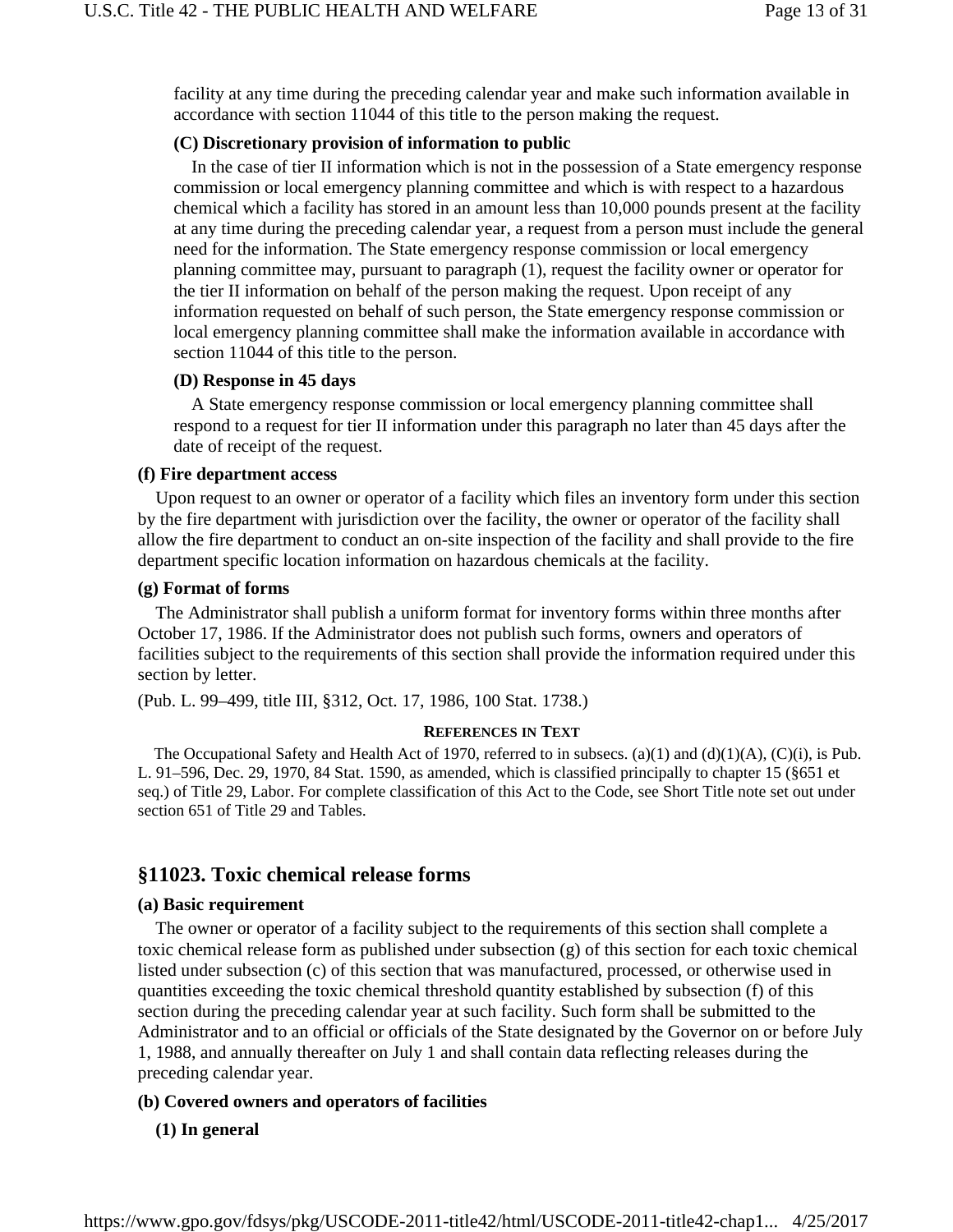facility at any time during the preceding calendar year and make such information available in accordance with section 11044 of this title to the person making the request.

**(C) Discretionary provision of information to public**

In the case of tier II information which is not in the possession of a State emergency response commission or local emergency planning committee and which is with respect to a hazardous chemical which a facility has stored in an amount less than 10,000 pounds present at the facility at any time during the preceding calendar year, a request from a person must include the general need for the information. The State emergency response commission or local emergency planning committee may, pursuant to paragraph (1), request the facility owner or operator for the tier II information on behalf of the person making the request. Upon receipt of any information requested on behalf of such person, the State emergency response commission or local emergency planning committee shall make the information available in accordance with section 11044 of this title to the person.

**(D) Response in 45 days**

A State emergency response commission or local emergency planning committee shall respond to a request for tier II information under this paragraph no later than 45 days after the date of receipt of the request.

**(f) Fire department access**

Upon request to an owner or operator of a facility which files an inventory form under this section by the fire department with jurisdiction over the facility, the owner or operator of the facility shall allow the fire department to conduct an on-site inspection of the facility and shall provide to the fire department specific location information on hazardous chemicals at the facility.

**(g) Format of forms**

The Administrator shall publish a uniform format for inventory forms within three months after October 17, 1986. If the Administrator does not publish such forms, owners and operators of facilities subject to the requirements of this section shall provide the information required under this section by letter.

(Pub. L. 99–499, title III, §312, Oct. 17, 1986, 100 Stat. 1738.)

**REFERENCES IN TEXT**

The Occupational Safety and Health Act of 1970, referred to in subsecs. (a)(1) and (d)(1)(A), (C)(i), is Pub. L. 91–596, Dec. 29, 1970, 84 Stat. 1590, as amended, which is classified principally to chapter 15 (§651 et seq.) of Title 29, Labor. For complete classification of this Act to the Code, see Short Title note set out under section 651 of Title 29 and Tables.

## §11023. Toxic chemical release forms

**(a) Basic requirement**

The owner or operator of a facility subject to the requirements of this section shall complete a toxic chemical release form as published under subsection (g) of this section for each toxic chemical listed under subsection (c) of this section that was manufactured, processed, or otherwise used in quantities exceeding the toxic chemical threshold quantity established by subsection (f) of this section during the preceding calendar year at such facility. Such form shall be submitted to the Administrator and to an official or officials of the State designated by the Governor on or before July 1, 1988, and annually thereafter on July 1 and shall contain data reflecting releases during the preceding calendar year.

**(b) Covered owners and operators of facilities**

**(1) In general**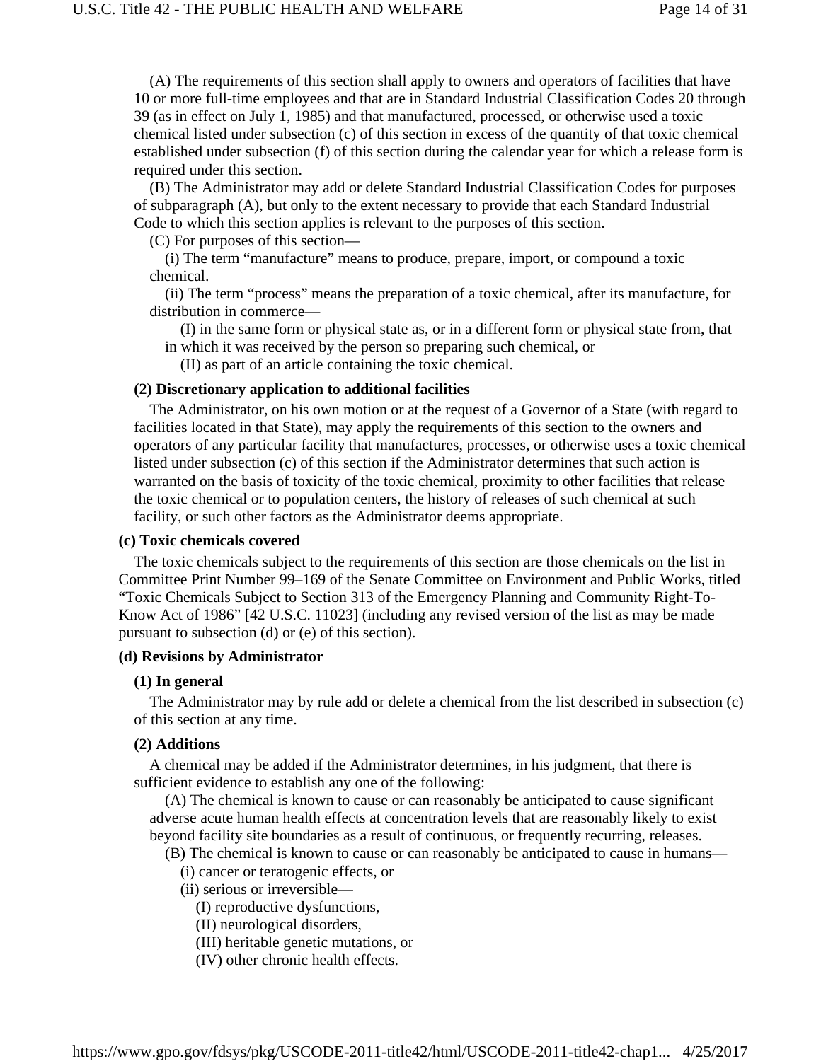(A) The requirements of this section shall apply to owners and operators of facilities that have 10 or more full-time employees and that are in Standard Industrial Classification Codes 20 through 39 (as in effect on July 1, 1985) and that manufactured, processed, or otherwise used a toxic chemical listed under subsection (c) of this section in excess of the quantity of that toxic chemical established under subsection (f) of this section during the calendar year for which a release form is required under this section.

(B) The Administrator may add or delete Standard Industrial Classification Codes for purposes of subparagraph (A), but only to the extent necessary to provide that each Standard Industrial Code to which this section applies is relevant to the purposes of this section.

(C) For purposes of this section—

(i) The term "manufacture" means to produce, prepare, import, or compound a toxic chemical.

(ii) The term "process" means the preparation of a toxic chemical, after its manufacture, for distribution in commerce—

(I) in the same form or physical state as, or in a different form or physical state from, that in which it was received by the person so preparing such chemical, or

(II) as part of an article containing the toxic chemical.

**(2) Discretionary application to additional facilities**

The Administrator, on his own motion or at the request of a Governor of a State (with regard to facilities located in that State), may apply the requirements of this section to the owners and operators of any particular facility that manufactures, processes, or otherwise uses a toxic chemical listed under subsection (c) of this section if the Administrator determines that such action is warranted on the basis of toxicity of the toxic chemical, proximity to other facilities that release the toxic chemical or to population centers, the history of releases of such chemical at such facility, or such other factors as the Administrator deems appropriate.

**(c) Toxic chemicals covered**

The toxic chemicals subject to the requirements of this section are those chemicals on the list in Committee Print Number 99–169 of the Senate Committee on Environment and Public Works, titled "Toxic Chemicals Subject to Section 313 of the Emergency Planning and Community Right-To-Know Act of 1986" [42 U.S.C. 11023] (including any revised version of the list as may be made pursuant to subsection (d) or (e) of this section).

**(d) Revisions by Administrator**

**(1) In general**

The Administrator may by rule add or delete a chemical from the list described in subsection (c) of this section at any time.

**(2) Additions**

A chemical may be added if the Administrator determines, in his judgment, that there is sufficient evidence to establish any one of the following:

(A) The chemical is known to cause or can reasonably be anticipated to cause significant adverse acute human health effects at concentration levels that are reasonably likely to exist beyond facility site boundaries as a result of continuous, or frequently recurring, releases.

(B) The chemical is known to cause or can reasonably be anticipated to cause in humans—

(i) cancer or teratogenic effects, or

(ii) serious or irreversible—

(I) reproductive dysfunctions,

(II) neurological disorders,

(III) heritable genetic mutations, or

(IV) other chronic health effects.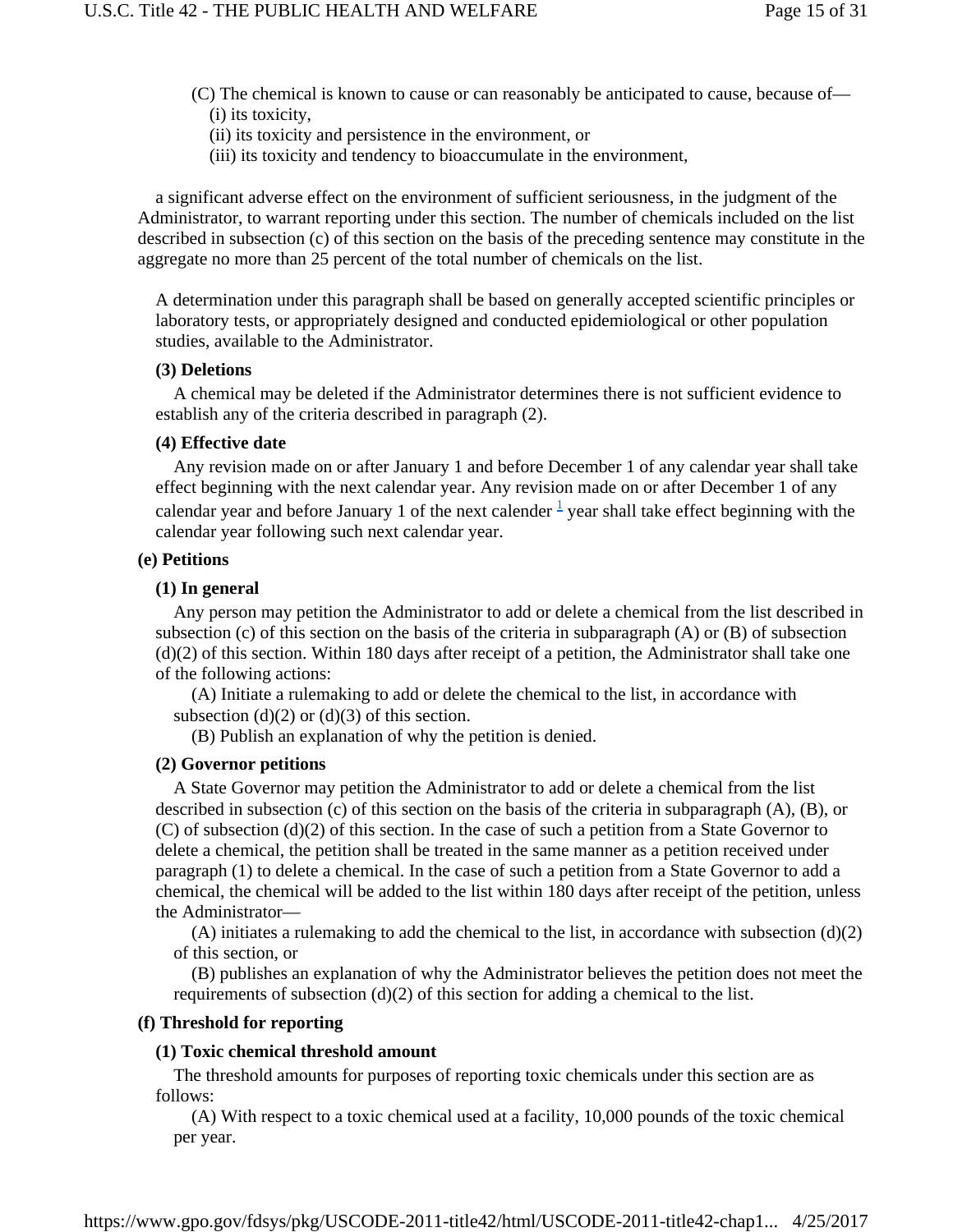(C) The chemical is known to cause or can reasonably be anticipated to cause, because of—

(i) its toxicity,

(ii) its toxicity and persistence in the environment, or

(iii) its toxicity and tendency to bioaccumulate in the environment,

a significant adverse effect on the environment of sufficient seriousness, in the judgment of the Administrator, to warrant reporting under this section. The number of chemicals included on the list described in subsection (c) of this section on the basis of the preceding sentence may constitute in the aggregate no more than 25 percent of the total number of chemicals on the list.

A determination under this paragraph shall be based on generally accepted scientific principles or laboratory tests, or appropriately designed and conducted epidemiological or other population studies, available to the Administrator.

**(3) Deletions**

A chemical may be deleted if the Administrator determines there is not sufficient evidence to establish any of the criteria described in paragraph (2).

**(4) Effective date**

Any revision made on or after January 1 and before December 1 of any calendar year shall take effect beginning with the next calendar year. Any revision made on or after December 1 of any calendar year and before January 1 of the next calender [1] year shall take effect beginning with the calendar year following such next calendar year.

**(e) Petitions**

**(1) In general**

Any person may petition the Administrator to add or delete a chemical from the list described in subsection (c) of this section on the basis of the criteria in subparagraph (A) or (B) of subsection (d)(2) of this section. Within 180 days after receipt of a petition, the Administrator shall take one of the following actions:

(A) Initiate a rulemaking to add or delete the chemical to the list, in accordance with subsection (d)(2) or (d)(3) of this section.

(B) Publish an explanation of why the petition is denied.

**(2) Governor petitions**

A State Governor may petition the Administrator to add or delete a chemical from the list described in subsection (c) of this section on the basis of the criteria in subparagraph (A), (B), or (C) of subsection (d)(2) of this section. In the case of such a petition from a State Governor to delete a chemical, the petition shall be treated in the same manner as a petition received under paragraph (1) to delete a chemical. In the case of such a petition from a State Governor to add a chemical, the chemical will be added to the list within 180 days after receipt of the petition, unless the Administrator—

(A) initiates a rulemaking to add the chemical to the list, in accordance with subsection (d)(2) of this section, or

(B) publishes an explanation of why the Administrator believes the petition does not meet the requirements of subsection (d)(2) of this section for adding a chemical to the list.

**(f) Threshold for reporting**

**(1) Toxic chemical threshold amount**

The threshold amounts for purposes of reporting toxic chemicals under this section are as follows:

(A) With respect to a toxic chemical used at a facility, 10,000 pounds of the toxic chemical per year.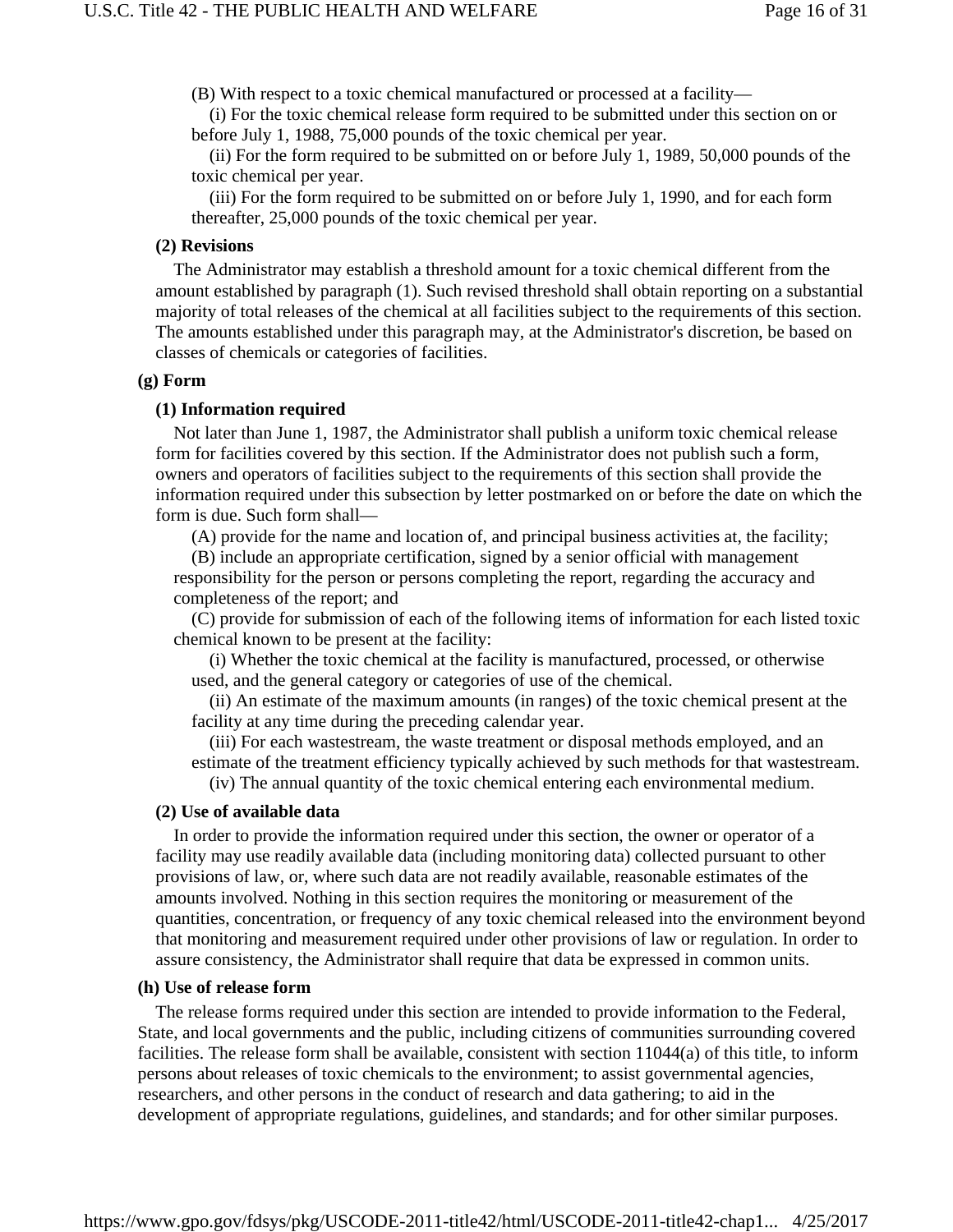(B) With respect to a toxic chemical manufactured or processed at a facility—

(i) For the toxic chemical release form required to be submitted under this section on or before July 1, 1988, 75,000 pounds of the toxic chemical per year.

(ii) For the form required to be submitted on or before July 1, 1989, 50,000 pounds of the toxic chemical per year.

(iii) For the form required to be submitted on or before July 1, 1990, and for each form thereafter, 25,000 pounds of the toxic chemical per year.

**(2) Revisions**

The Administrator may establish a threshold amount for a toxic chemical different from the amount established by paragraph (1). Such revised threshold shall obtain reporting on a substantial majority of total releases of the chemical at all facilities subject to the requirements of this section. The amounts established under this paragraph may, at the Administrator's discretion, be based on classes of chemicals or categories of facilities.

**(g) Form**

**(1) Information required**

Not later than June 1, 1987, the Administrator shall publish a uniform toxic chemical release form for facilities covered by this section. If the Administrator does not publish such a form, owners and operators of facilities subject to the requirements of this section shall provide the information required under this subsection by letter postmarked on or before the date on which the form is due. Such form shall—

(A) provide for the name and location of, and principal business activities at, the facility;

(B) include an appropriate certification, signed by a senior official with management responsibility for the person or persons completing the report, regarding the accuracy and completeness of the report; and

(C) provide for submission of each of the following items of information for each listed toxic chemical known to be present at the facility:

(i) Whether the toxic chemical at the facility is manufactured, processed, or otherwise used, and the general category or categories of use of the chemical.

(ii) An estimate of the maximum amounts (in ranges) of the toxic chemical present at the facility at any time during the preceding calendar year.

(iii) For each wastestream, the waste treatment or disposal methods employed, and an estimate of the treatment efficiency typically achieved by such methods for that wastestream.

(iv) The annual quantity of the toxic chemical entering each environmental medium.

**(2) Use of available data**

In order to provide the information required under this section, the owner or operator of a facility may use readily available data (including monitoring data) collected pursuant to other provisions of law, or, where such data are not readily available, reasonable estimates of the amounts involved. Nothing in this section requires the monitoring or measurement of the quantities, concentration, or frequency of any toxic chemical released into the environment beyond that monitoring and measurement required under other provisions of law or regulation. In order to assure consistency, the Administrator shall require that data be expressed in common units.

**(h) Use of release form**

The release forms required under this section are intended to provide information to the Federal, State, and local governments and the public, including citizens of communities surrounding covered facilities. The release form shall be available, consistent with section 11044(a) of this title, to inform persons about releases of toxic chemicals to the environment; to assist governmental agencies, researchers, and other persons in the conduct of research and data gathering; to aid in the development of appropriate regulations, guidelines, and standards; and for other similar purposes.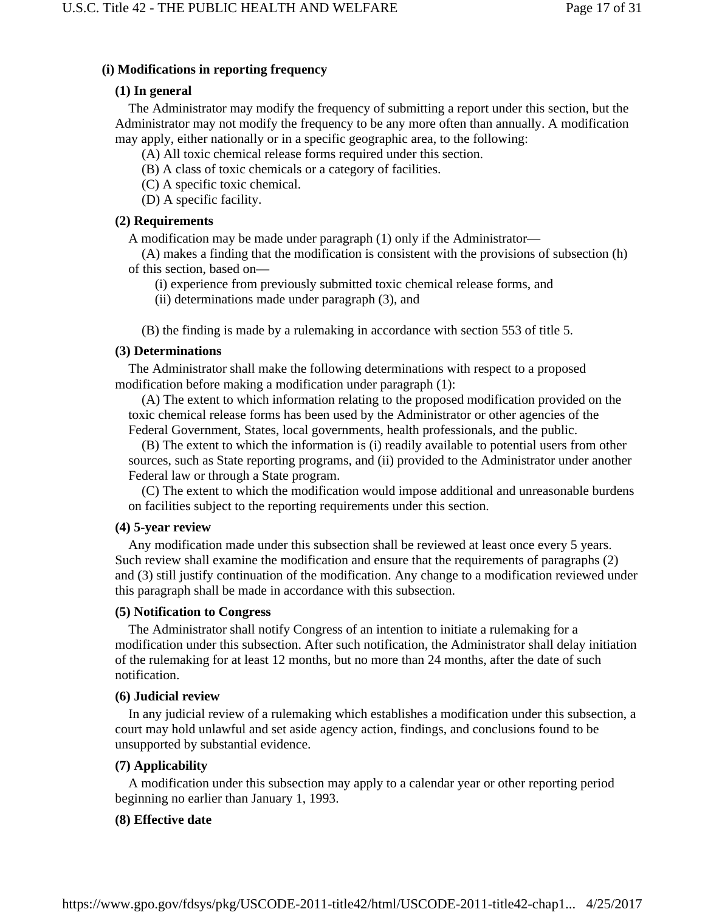### (i) Modifications in reporting frequency

#### (1) In general

The Administrator may modify the frequency of submitting a report under this section, but the Administrator may not modify the frequency to be any more often than annually. A modification may apply, either nationally or in a specific geographic area, to the following:

(A) All toxic chemical release forms required under this section.

(B) A class of toxic chemicals or a category of facilities.

(C) A specific toxic chemical.

(D) A specific facility.

#### (2) Requirements

A modification may be made under paragraph (1) only if the Administrator—

(A) makes a finding that the modification is consistent with the provisions of subsection (h) of this section, based on—

(i) experience from previously submitted toxic chemical release forms, and

(ii) determinations made under paragraph (3), and

(B) the finding is made by a rulemaking in accordance with section 553 of title 5.

#### (3) Determinations

The Administrator shall make the following determinations with respect to a proposed modification before making a modification under paragraph (1):

(A) The extent to which information relating to the proposed modification provided on the toxic chemical release forms has been used by the Administrator or other agencies of the Federal Government, States, local governments, health professionals, and the public.

(B) The extent to which the information is (i) readily available to potential users from other sources, such as State reporting programs, and (ii) provided to the Administrator under another Federal law or through a State program.

(C) The extent to which the modification would impose additional and unreasonable burdens on facilities subject to the reporting requirements under this section.

#### (4) 5-year review

Any modification made under this subsection shall be reviewed at least once every 5 years. Such review shall examine the modification and ensure that the requirements of paragraphs (2) and (3) still justify continuation of the modification. Any change to a modification reviewed under this paragraph shall be made in accordance with this subsection.

#### (5) Notification to Congress

The Administrator shall notify Congress of an intention to initiate a rulemaking for a modification under this subsection. After such notification, the Administrator shall delay initiation of the rulemaking for at least 12 months, but no more than 24 months, after the date of such notification.

#### (6) Judicial review

In any judicial review of a rulemaking which establishes a modification under this subsection, a court may hold unlawful and set aside agency action, findings, and conclusions found to be unsupported by substantial evidence.

#### (7) Applicability

A modification under this subsection may apply to a calendar year or other reporting period beginning no earlier than January 1, 1993.

#### (8) Effective date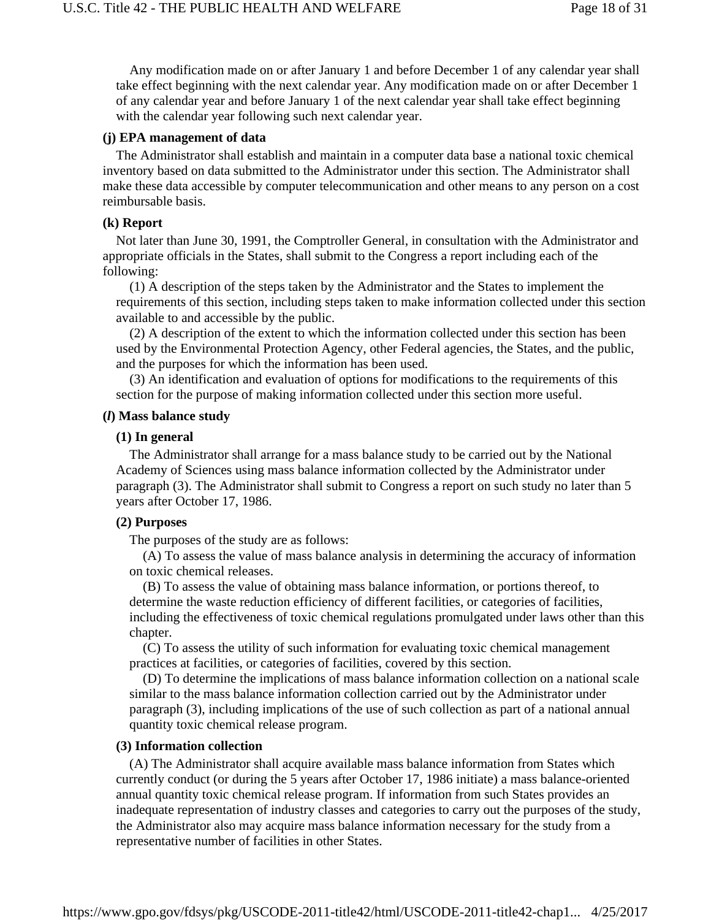Any modification made on or after January 1 and before December 1 of any calendar year shall take effect beginning with the next calendar year. Any modification made on or after December 1 of any calendar year and before January 1 of the next calendar year shall take effect beginning with the calendar year following such next calendar year.

**(j) EPA management of data**

The Administrator shall establish and maintain in a computer data base a national toxic chemical inventory based on data submitted to the Administrator under this section. The Administrator shall make these data accessible by computer telecommunication and other means to any person on a cost reimbursable basis.

**(k) Report**

Not later than June 30, 1991, the Comptroller General, in consultation with the Administrator and appropriate officials in the States, shall submit to the Congress a report including each of the following:

(1) A description of the steps taken by the Administrator and the States to implement the requirements of this section, including steps taken to make information collected under this section available to and accessible by the public.

(2) A description of the extent to which the information collected under this section has been used by the Environmental Protection Agency, other Federal agencies, the States, and the public, and the purposes for which the information has been used.

(3) An identification and evaluation of options for modifications to the requirements of this section for the purpose of making information collected under this section more useful.

**(*l*) Mass balance study**

**(1) In general**

The Administrator shall arrange for a mass balance study to be carried out by the National Academy of Sciences using mass balance information collected by the Administrator under paragraph (3). The Administrator shall submit to Congress a report on such study no later than 5 years after October 17, 1986.

**(2) Purposes**

The purposes of the study are as follows:

(A) To assess the value of mass balance analysis in determining the accuracy of information on toxic chemical releases.

(B) To assess the value of obtaining mass balance information, or portions thereof, to determine the waste reduction efficiency of different facilities, or categories of facilities, including the effectiveness of toxic chemical regulations promulgated under laws other than this chapter.

(C) To assess the utility of such information for evaluating toxic chemical management practices at facilities, or categories of facilities, covered by this section.

(D) To determine the implications of mass balance information collection on a national scale similar to the mass balance information collection carried out by the Administrator under paragraph (3), including implications of the use of such collection as part of a national annual quantity toxic chemical release program.

**(3) Information collection**

(A) The Administrator shall acquire available mass balance information from States which currently conduct (or during the 5 years after October 17, 1986 initiate) a mass balance-oriented annual quantity toxic chemical release program. If information from such States provides an inadequate representation of industry classes and categories to carry out the purposes of the study, the Administrator also may acquire mass balance information necessary for the study from a representative number of facilities in other States.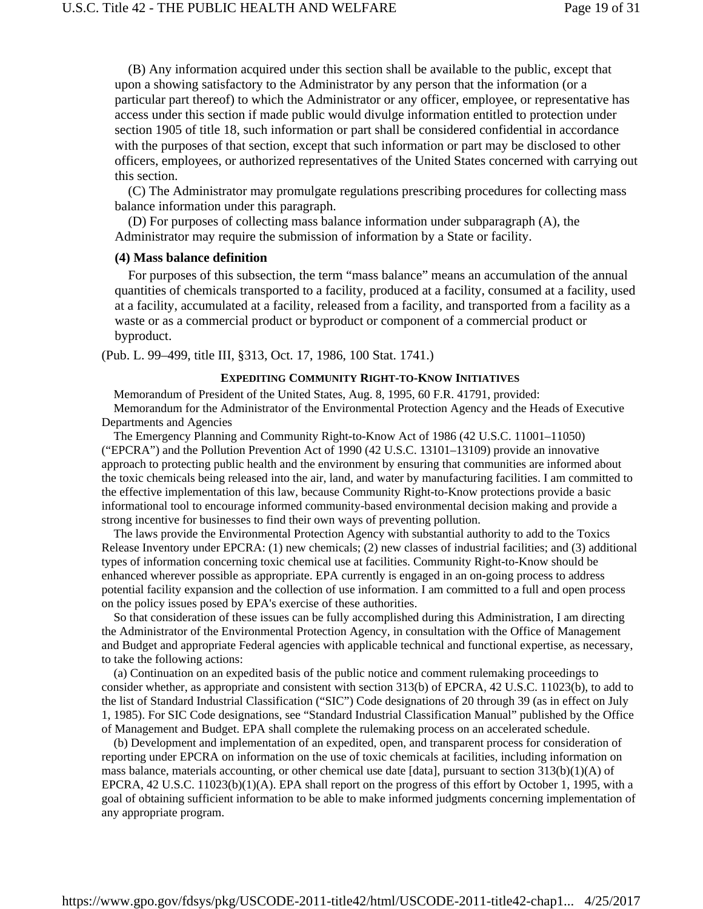(B) Any information acquired under this section shall be available to the public, except that upon a showing satisfactory to the Administrator by any person that the information (or a particular part thereof) to which the Administrator or any officer, employee, or representative has access under this section if made public would divulge information entitled to protection under section 1905 of title 18, such information or part shall be considered confidential in accordance with the purposes of that section, except that such information or part may be disclosed to other officers, employees, or authorized representatives of the United States concerned with carrying out this section.

(C) The Administrator may promulgate regulations prescribing procedures for collecting mass balance information under this paragraph.

(D) For purposes of collecting mass balance information under subparagraph (A), the Administrator may require the submission of information by a State or facility.

**(4) Mass balance definition**

For purposes of this subsection, the term "mass balance" means an accumulation of the annual quantities of chemicals transported to a facility, produced at a facility, consumed at a facility, used at a facility, accumulated at a facility, released from a facility, and transported from a facility as a waste or as a commercial product or byproduct or component of a commercial product or byproduct.

(Pub. L. 99–499, title III, §313, Oct. 17, 1986, 100 Stat. 1741.)

**EXPEDITING COMMUNITY RIGHT-TO-KNOW INITIATIVES**

Memorandum of President of the United States, Aug. 8, 1995, 60 F.R. 41791, provided:

Memorandum for the Administrator of the Environmental Protection Agency and the Heads of Executive Departments and Agencies

The Emergency Planning and Community Right-to-Know Act of 1986 (42 U.S.C. 11001–11050) ("EPCRA") and the Pollution Prevention Act of 1990 (42 U.S.C. 13101–13109) provide an innovative approach to protecting public health and the environment by ensuring that communities are informed about the toxic chemicals being released into the air, land, and water by manufacturing facilities. I am committed to the effective implementation of this law, because Community Right-to-Know protections provide a basic informational tool to encourage informed community-based environmental decision making and provide a strong incentive for businesses to find their own ways of preventing pollution.

The laws provide the Environmental Protection Agency with substantial authority to add to the Toxics Release Inventory under EPCRA: (1) new chemicals; (2) new classes of industrial facilities; and (3) additional types of information concerning toxic chemical use at facilities. Community Right-to-Know should be enhanced wherever possible as appropriate. EPA currently is engaged in an on-going process to address potential facility expansion and the collection of use information. I am committed to a full and open process on the policy issues posed by EPA's exercise of these authorities.

So that consideration of these issues can be fully accomplished during this Administration, I am directing the Administrator of the Environmental Protection Agency, in consultation with the Office of Management and Budget and appropriate Federal agencies with applicable technical and functional expertise, as necessary, to take the following actions:

(a) Continuation on an expedited basis of the public notice and comment rulemaking proceedings to consider whether, as appropriate and consistent with section 313(b) of EPCRA, 42 U.S.C. 11023(b), to add to the list of Standard Industrial Classification ("SIC") Code designations of 20 through 39 (as in effect on July 1, 1985). For SIC Code designations, see "Standard Industrial Classification Manual" published by the Office of Management and Budget. EPA shall complete the rulemaking process on an accelerated schedule.

(b) Development and implementation of an expedited, open, and transparent process for consideration of reporting under EPCRA on information on the use of toxic chemicals at facilities, including information on mass balance, materials accounting, or other chemical use date [data], pursuant to section 313(b)(1)(A) of EPCRA, 42 U.S.C. 11023(b)(1)(A). EPA shall report on the progress of this effort by October 1, 1995, with a goal of obtaining sufficient information to be able to make informed judgments concerning implementation of any appropriate program.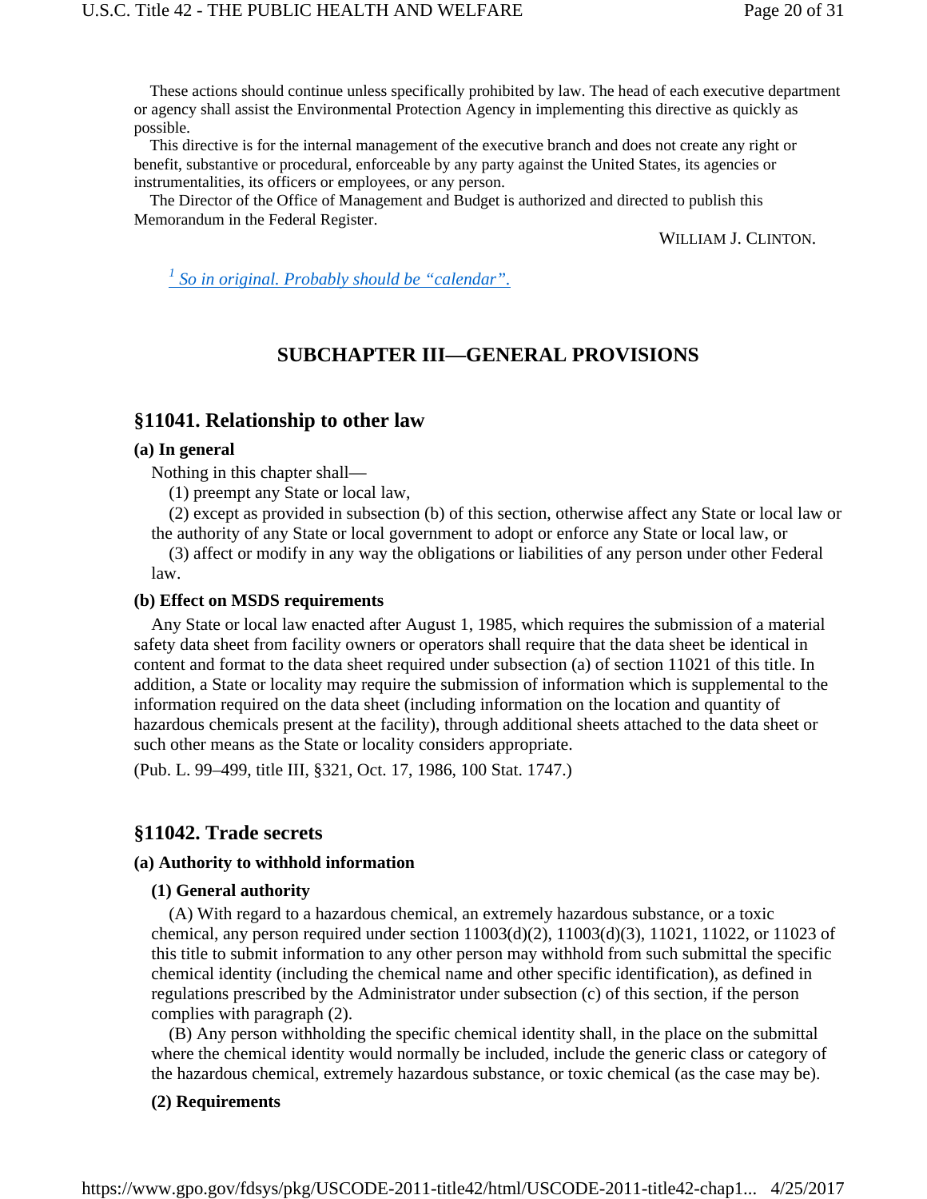These actions should continue unless specifically prohibited by law. The head of each executive department or agency shall assist the Environmental Protection Agency in implementing this directive as quickly as possible.

This directive is for the internal management of the executive branch and does not create any right or benefit, substantive or procedural, enforceable by any party against the United States, its agencies or instrumentalities, its officers or employees, or any person.

The Director of the Office of Management and Budget is authorized and directed to publish this Memorandum in the Federal Register.

WILLIAM J. CLINTON.

[1] So in original. Probably should be "calendar".

## SUBCHAPTER III—GENERAL PROVISIONS

### §11041. Relationship to other law

**(a) In general**

Nothing in this chapter shall—

(1) preempt any State or local law,

(2) except as provided in subsection (b) of this section, otherwise affect any State or local law or the authority of any State or local government to adopt or enforce any State or local law, or

(3) affect or modify in any way the obligations or liabilities of any person under other Federal law.

**(b) Effect on MSDS requirements**

Any State or local law enacted after August 1, 1985, which requires the submission of a material safety data sheet from facility owners or operators shall require that the data sheet be identical in content and format to the data sheet required under subsection (a) of section 11021 of this title. In addition, a State or locality may require the submission of information which is supplemental to the information required on the data sheet (including information on the location and quantity of hazardous chemicals present at the facility), through additional sheets attached to the data sheet or such other means as the State or locality considers appropriate.

(Pub. L. 99–499, title III, §321, Oct. 17, 1986, 100 Stat. 1747.)

### §11042. Trade secrets

**(a) Authority to withhold information**

**(1) General authority**

(A) With regard to a hazardous chemical, an extremely hazardous substance, or a toxic chemical, any person required under section 11003(d)(2), 11003(d)(3), 11021, 11022, or 11023 of this title to submit information to any other person may withhold from such submittal the specific chemical identity (including the chemical name and other specific identification), as defined in regulations prescribed by the Administrator under subsection (c) of this section, if the person complies with paragraph (2).

(B) Any person withholding the specific chemical identity shall, in the place on the submittal where the chemical identity would normally be included, include the generic class or category of the hazardous chemical, extremely hazardous substance, or toxic chemical (as the case may be).

**(2) Requirements**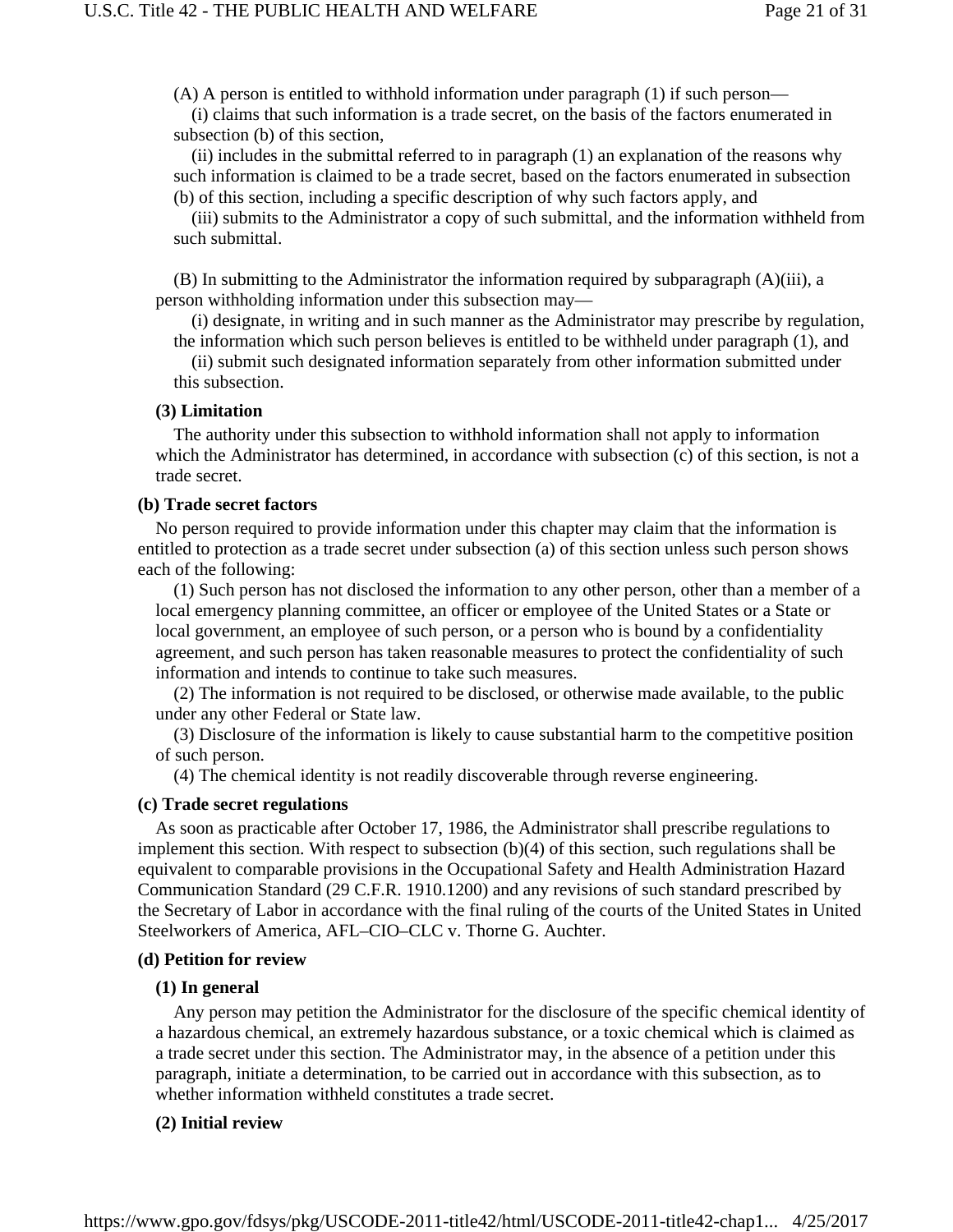(A) A person is entitled to withhold information under paragraph (1) if such person—

(i) claims that such information is a trade secret, on the basis of the factors enumerated in subsection (b) of this section,

(ii) includes in the submittal referred to in paragraph (1) an explanation of the reasons why such information is claimed to be a trade secret, based on the factors enumerated in subsection (b) of this section, including a specific description of why such factors apply, and

(iii) submits to the Administrator a copy of such submittal, and the information withheld from such submittal.

(B) In submitting to the Administrator the information required by subparagraph (A)(iii), a person withholding information under this subsection may—

(i) designate, in writing and in such manner as the Administrator may prescribe by regulation, the information which such person believes is entitled to be withheld under paragraph (1), and

(ii) submit such designated information separately from other information submitted under this subsection.

**(3) Limitation**

The authority under this subsection to withhold information shall not apply to information which the Administrator has determined, in accordance with subsection (c) of this section, is not a trade secret.

**(b) Trade secret factors**

No person required to provide information under this chapter may claim that the information is entitled to protection as a trade secret under subsection (a) of this section unless such person shows each of the following:

(1) Such person has not disclosed the information to any other person, other than a member of a local emergency planning committee, an officer or employee of the United States or a State or local government, an employee of such person, or a person who is bound by a confidentiality agreement, and such person has taken reasonable measures to protect the confidentiality of such information and intends to continue to take such measures.

(2) The information is not required to be disclosed, or otherwise made available, to the public under any other Federal or State law.

(3) Disclosure of the information is likely to cause substantial harm to the competitive position of such person.

(4) The chemical identity is not readily discoverable through reverse engineering.

**(c) Trade secret regulations**

As soon as practicable after October 17, 1986, the Administrator shall prescribe regulations to implement this section. With respect to subsection (b)(4) of this section, such regulations shall be equivalent to comparable provisions in the Occupational Safety and Health Administration Hazard Communication Standard (29 C.F.R. 1910.1200) and any revisions of such standard prescribed by the Secretary of Labor in accordance with the final ruling of the courts of the United States in United Steelworkers of America, AFL–CIO–CLC v. Thorne G. Auchter.

**(d) Petition for review**

**(1) In general**

Any person may petition the Administrator for the disclosure of the specific chemical identity of a hazardous chemical, an extremely hazardous substance, or a toxic chemical which is claimed as a trade secret under this section. The Administrator may, in the absence of a petition under this paragraph, initiate a determination, to be carried out in accordance with this subsection, as to whether information withheld constitutes a trade secret.

**(2) Initial review**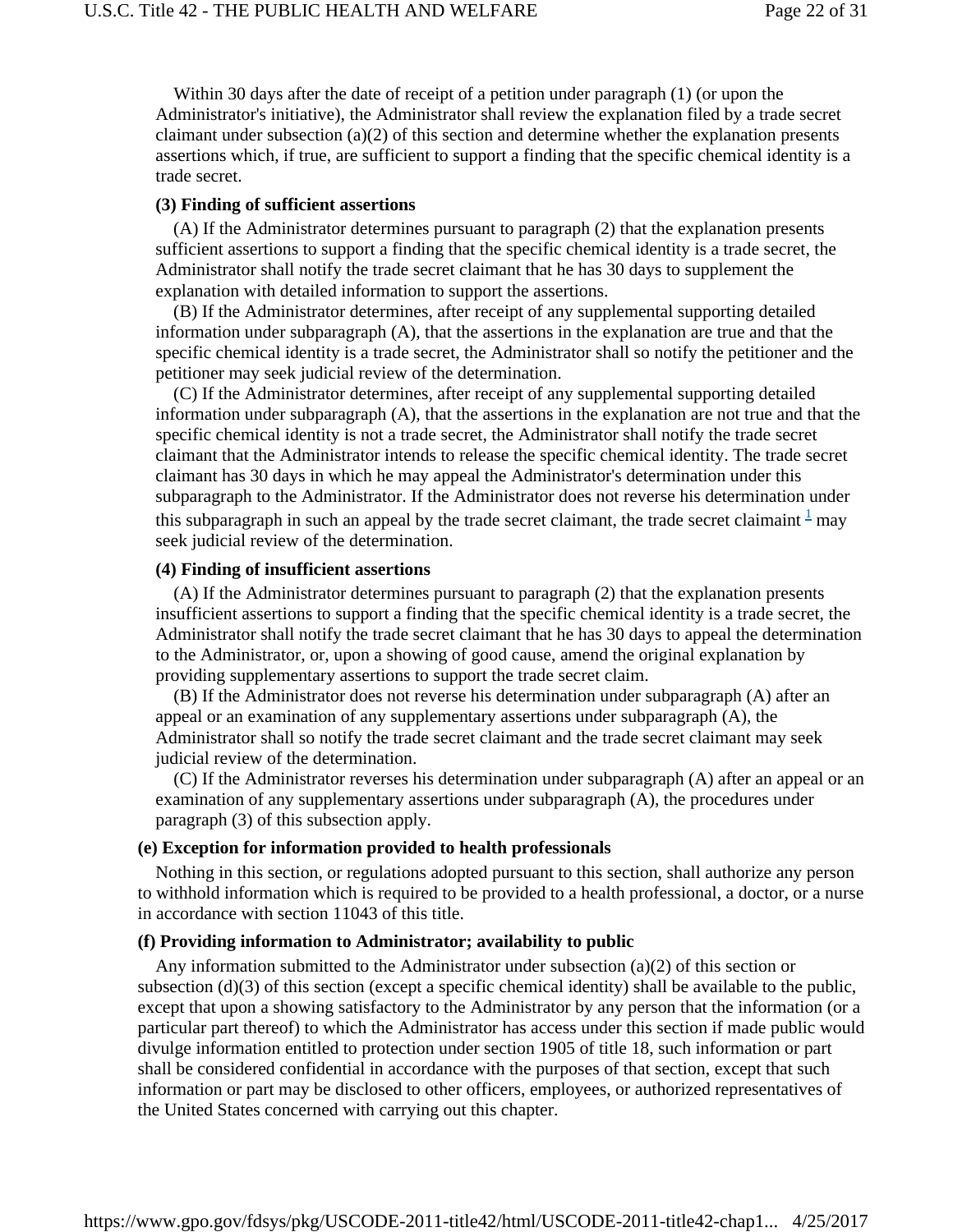Within 30 days after the date of receipt of a petition under paragraph (1) (or upon the Administrator's initiative), the Administrator shall review the explanation filed by a trade secret claimant under subsection (a)(2) of this section and determine whether the explanation presents assertions which, if true, are sufficient to support a finding that the specific chemical identity is a trade secret.

**(3) Finding of sufficient assertions**

(A) If the Administrator determines pursuant to paragraph (2) that the explanation presents sufficient assertions to support a finding that the specific chemical identity is a trade secret, the Administrator shall notify the trade secret claimant that he has 30 days to supplement the explanation with detailed information to support the assertions.

(B) If the Administrator determines, after receipt of any supplemental supporting detailed information under subparagraph (A), that the assertions in the explanation are true and that the specific chemical identity is a trade secret, the Administrator shall so notify the petitioner and the petitioner may seek judicial review of the determination.

(C) If the Administrator determines, after receipt of any supplemental supporting detailed information under subparagraph (A), that the assertions in the explanation are not true and that the specific chemical identity is not a trade secret, the Administrator shall notify the trade secret claimant that the Administrator intends to release the specific chemical identity. The trade secret claimant has 30 days in which he may appeal the Administrator's determination under this subparagraph to the Administrator. If the Administrator does not reverse his determination under this subparagraph in such an appeal by the trade secret claimant, the trade secret claimaint [1] may seek judicial review of the determination.

**(4) Finding of insufficient assertions**

(A) If the Administrator determines pursuant to paragraph (2) that the explanation presents insufficient assertions to support a finding that the specific chemical identity is a trade secret, the Administrator shall notify the trade secret claimant that he has 30 days to appeal the determination to the Administrator, or, upon a showing of good cause, amend the original explanation by providing supplementary assertions to support the trade secret claim.

(B) If the Administrator does not reverse his determination under subparagraph (A) after an appeal or an examination of any supplementary assertions under subparagraph (A), the Administrator shall so notify the trade secret claimant and the trade secret claimant may seek judicial review of the determination.

(C) If the Administrator reverses his determination under subparagraph (A) after an appeal or an examination of any supplementary assertions under subparagraph (A), the procedures under paragraph (3) of this subsection apply.

**(e) Exception for information provided to health professionals**

Nothing in this section, or regulations adopted pursuant to this section, shall authorize any person to withhold information which is required to be provided to a health professional, a doctor, or a nurse in accordance with section 11043 of this title.

**(f) Providing information to Administrator; availability to public**

Any information submitted to the Administrator under subsection (a)(2) of this section or subsection (d)(3) of this section (except a specific chemical identity) shall be available to the public, except that upon a showing satisfactory to the Administrator by any person that the information (or a particular part thereof) to which the Administrator has access under this section if made public would divulge information entitled to protection under section 1905 of title 18, such information or part shall be considered confidential in accordance with the purposes of that section, except that such information or part may be disclosed to other officers, employees, or authorized representatives of the United States concerned with carrying out this chapter.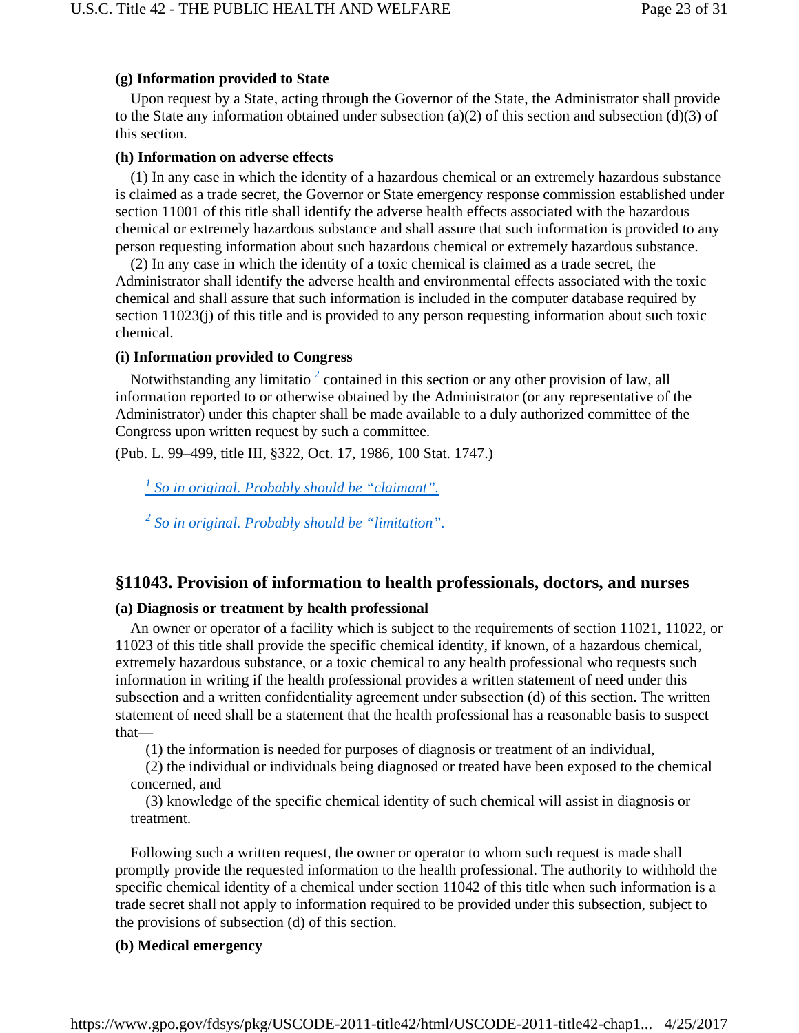**(g) Information provided to State**

Upon request by a State, acting through the Governor of the State, the Administrator shall provide to the State any information obtained under subsection (a)(2) of this section and subsection (d)(3) of this section.

**(h) Information on adverse effects**

(1) In any case in which the identity of a hazardous chemical or an extremely hazardous substance is claimed as a trade secret, the Governor or State emergency response commission established under section 11001 of this title shall identify the adverse health effects associated with the hazardous chemical or extremely hazardous substance and shall assure that such information is provided to any person requesting information about such hazardous chemical or extremely hazardous substance.

(2) In any case in which the identity of a toxic chemical is claimed as a trade secret, the Administrator shall identify the adverse health and environmental effects associated with the toxic chemical and shall assure that such information is included in the computer database required by section 11023(j) of this title and is provided to any person requesting information about such toxic chemical.

**(i) Information provided to Congress**

Notwithstanding any limitatio [2] contained in this section or any other provision of law, all information reported to or otherwise obtained by the Administrator (or any representative of the Administrator) under this chapter shall be made available to a duly authorized committee of the Congress upon written request by such a committee.

(Pub. L. 99–499, title III, §322, Oct. 17, 1986, 100 Stat. 1747.)

[1] *So in original. Probably should be "claimant".*

[2] *So in original. Probably should be "limitation".*

## §11043. Provision of information to health professionals, doctors, and nurses

**(a) Diagnosis or treatment by health professional**

An owner or operator of a facility which is subject to the requirements of section 11021, 11022, or 11023 of this title shall provide the specific chemical identity, if known, of a hazardous chemical, extremely hazardous substance, or a toxic chemical to any health professional who requests such information in writing if the health professional provides a written statement of need under this subsection and a written confidentiality agreement under subsection (d) of this section. The written statement of need shall be a statement that the health professional has a reasonable basis to suspect that—

(1) the information is needed for purposes of diagnosis or treatment of an individual,

(2) the individual or individuals being diagnosed or treated have been exposed to the chemical concerned, and

(3) knowledge of the specific chemical identity of such chemical will assist in diagnosis or treatment.

Following such a written request, the owner or operator to whom such request is made shall promptly provide the requested information to the health professional. The authority to withhold the specific chemical identity of a chemical under section 11042 of this title when such information is a trade secret shall not apply to information required to be provided under this subsection, subject to the provisions of subsection (d) of this section.

**(b) Medical emergency**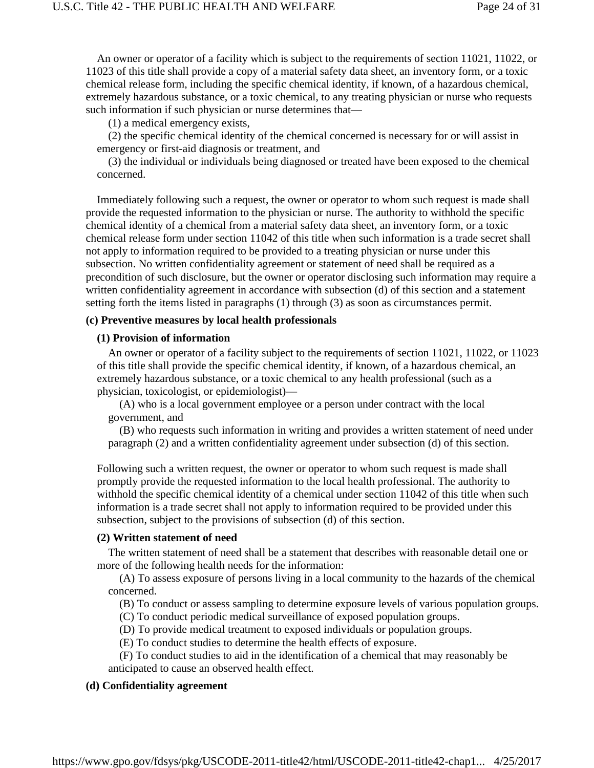An owner or operator of a facility which is subject to the requirements of section 11021, 11022, or 11023 of this title shall provide a copy of a material safety data sheet, an inventory form, or a toxic chemical release form, including the specific chemical identity, if known, of a hazardous chemical, extremely hazardous substance, or a toxic chemical, to any treating physician or nurse who requests such information if such physician or nurse determines that—

(1) a medical emergency exists,

(2) the specific chemical identity of the chemical concerned is necessary for or will assist in emergency or first-aid diagnosis or treatment, and

(3) the individual or individuals being diagnosed or treated have been exposed to the chemical concerned.

Immediately following such a request, the owner or operator to whom such request is made shall provide the requested information to the physician or nurse. The authority to withhold the specific chemical identity of a chemical from a material safety data sheet, an inventory form, or a toxic chemical release form under section 11042 of this title when such information is a trade secret shall not apply to information required to be provided to a treating physician or nurse under this subsection. No written confidentiality agreement or statement of need shall be required as a precondition of such disclosure, but the owner or operator disclosing such information may require a written confidentiality agreement in accordance with subsection (d) of this section and a statement setting forth the items listed in paragraphs (1) through (3) as soon as circumstances permit.

**(c) Preventive measures by local health professionals**

**(1) Provision of information**

An owner or operator of a facility subject to the requirements of section 11021, 11022, or 11023 of this title shall provide the specific chemical identity, if known, of a hazardous chemical, an extremely hazardous substance, or a toxic chemical to any health professional (such as a physician, toxicologist, or epidemiologist)—

(A) who is a local government employee or a person under contract with the local government, and

(B) who requests such information in writing and provides a written statement of need under paragraph (2) and a written confidentiality agreement under subsection (d) of this section.

Following such a written request, the owner or operator to whom such request is made shall promptly provide the requested information to the local health professional. The authority to withhold the specific chemical identity of a chemical under section 11042 of this title when such information is a trade secret shall not apply to information required to be provided under this subsection, subject to the provisions of subsection (d) of this section.

**(2) Written statement of need**

The written statement of need shall be a statement that describes with reasonable detail one or more of the following health needs for the information:

(A) To assess exposure of persons living in a local community to the hazards of the chemical concerned.

(B) To conduct or assess sampling to determine exposure levels of various population groups.

(C) To conduct periodic medical surveillance of exposed population groups.

(D) To provide medical treatment to exposed individuals or population groups.

(E) To conduct studies to determine the health effects of exposure.

(F) To conduct studies to aid in the identification of a chemical that may reasonably be anticipated to cause an observed health effect.

**(d) Confidentiality agreement**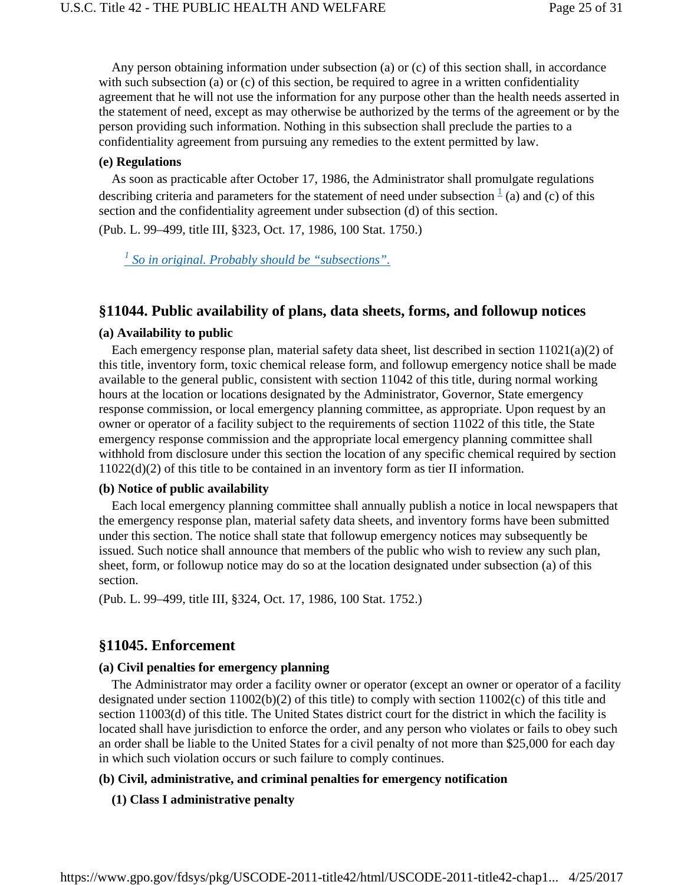Any person obtaining information under subsection (a) or (c) of this section shall, in accordance with such subsection (a) or (c) of this section, be required to agree in a written confidentiality agreement that he will not use the information for any purpose other than the health needs asserted in the statement of need, except as may otherwise be authorized by the terms of the agreement or by the person providing such information. Nothing in this subsection shall preclude the parties to a confidentiality agreement from pursuing any remedies to the extent permitted by law.

**(e) Regulations**

As soon as practicable after October 17, 1986, the Administrator shall promulgate regulations describing criteria and parameters for the statement of need under subsection [1] (a) and (c) of this section and the confidentiality agreement under subsection (d) of this section.

(Pub. L. 99–499, title III, §323, Oct. 17, 1986, 100 Stat. 1750.)

[1] *So in original. Probably should be "subsections".*

## §11044. Public availability of plans, data sheets, forms, and followup notices

**(a) Availability to public**

Each emergency response plan, material safety data sheet, list described in section 11021(a)(2) of this title, inventory form, toxic chemical release form, and followup emergency notice shall be made available to the general public, consistent with section 11042 of this title, during normal working hours at the location or locations designated by the Administrator, Governor, State emergency response commission, or local emergency planning committee, as appropriate. Upon request by an owner or operator of a facility subject to the requirements of section 11022 of this title, the State emergency response commission and the appropriate local emergency planning committee shall withhold from disclosure under this section the location of any specific chemical required by section 11022(d)(2) of this title to be contained in an inventory form as tier II information.

**(b) Notice of public availability**

Each local emergency planning committee shall annually publish a notice in local newspapers that the emergency response plan, material safety data sheets, and inventory forms have been submitted under this section. The notice shall state that followup emergency notices may subsequently be issued. Such notice shall announce that members of the public who wish to review any such plan, sheet, form, or followup notice may do so at the location designated under subsection (a) of this section.

(Pub. L. 99–499, title III, §324, Oct. 17, 1986, 100 Stat. 1752.)

## §11045. Enforcement

**(a) Civil penalties for emergency planning**

The Administrator may order a facility owner or operator (except an owner or operator of a facility designated under section 11002(b)(2) of this title) to comply with section 11002(c) of this title and section 11003(d) of this title. The United States district court for the district in which the facility is located shall have jurisdiction to enforce the order, and any person who violates or fails to obey such an order shall be liable to the United States for a civil penalty of not more than $25,000 for each day in which such violation occurs or such failure to comply continues.

**(b) Civil, administrative, and criminal penalties for emergency notification**

**(1) Class I administrative penalty**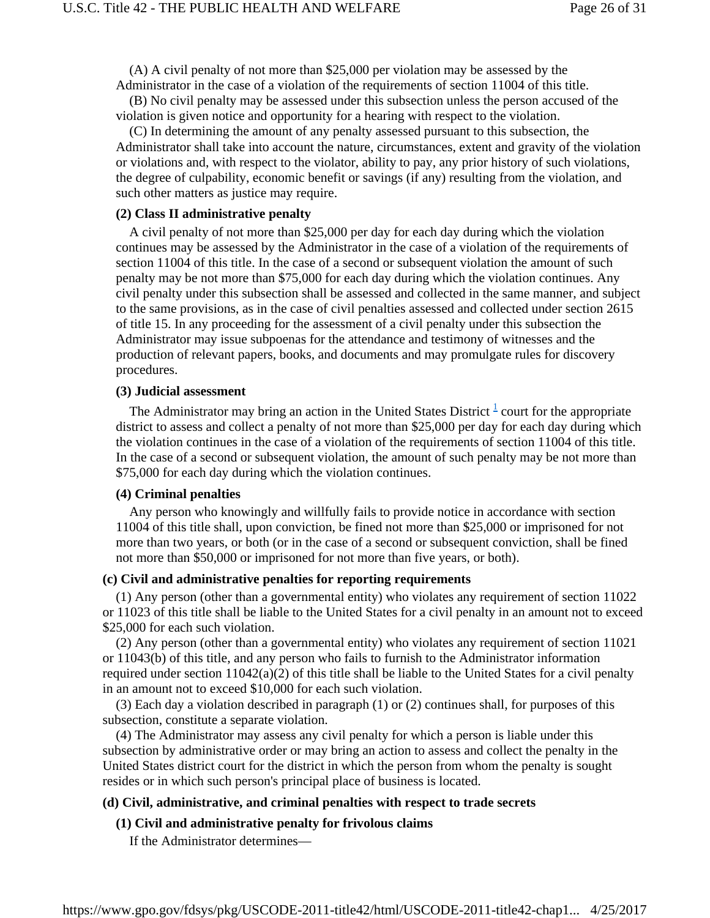(A) A civil penalty of not more than $25,000 per violation may be assessed by the Administrator in the case of a violation of the requirements of section 11004 of this title.

(B) No civil penalty may be assessed under this subsection unless the person accused of the violation is given notice and opportunity for a hearing with respect to the violation.

(C) In determining the amount of any penalty assessed pursuant to this subsection, the Administrator shall take into account the nature, circumstances, extent and gravity of the violation or violations and, with respect to the violator, ability to pay, any prior history of such violations, the degree of culpability, economic benefit or savings (if any) resulting from the violation, and such other matters as justice may require.

**(2) Class II administrative penalty**

A civil penalty of not more than $25,000 per day for each day during which the violation continues may be assessed by the Administrator in the case of a violation of the requirements of section 11004 of this title. In the case of a second or subsequent violation the amount of such penalty may be not more than $75,000 for each day during which the violation continues. Any civil penalty under this subsection shall be assessed and collected in the same manner, and subject to the same provisions, as in the case of civil penalties assessed and collected under section 2615 of title 15. In any proceeding for the assessment of a civil penalty under this subsection the Administrator may issue subpoenas for the attendance and testimony of witnesses and the production of relevant papers, books, and documents and may promulgate rules for discovery procedures.

**(3) Judicial assessment**

The Administrator may bring an action in the United States District [1] court for the appropriate district to assess and collect a penalty of not more than $25,000 per day for each day during which the violation continues in the case of a violation of the requirements of section 11004 of this title. In the case of a second or subsequent violation, the amount of such penalty may be not more than $75,000 for each day during which the violation continues.

**(4) Criminal penalties**

Any person who knowingly and willfully fails to provide notice in accordance with section 11004 of this title shall, upon conviction, be fined not more than $25,000 or imprisoned for not more than two years, or both (or in the case of a second or subsequent conviction, shall be fined not more than $50,000 or imprisoned for not more than five years, or both).

**(c) Civil and administrative penalties for reporting requirements**

(1) Any person (other than a governmental entity) who violates any requirement of section 11022 or 11023 of this title shall be liable to the United States for a civil penalty in an amount not to exceed $25,000 for each such violation.

(2) Any person (other than a governmental entity) who violates any requirement of section 11021 or 11043(b) of this title, and any person who fails to furnish to the Administrator information required under section 11042(a)(2) of this title shall be liable to the United States for a civil penalty in an amount not to exceed $10,000 for each such violation.

(3) Each day a violation described in paragraph (1) or (2) continues shall, for purposes of this subsection, constitute a separate violation.

(4) The Administrator may assess any civil penalty for which a person is liable under this subsection by administrative order or may bring an action to assess and collect the penalty in the United States district court for the district in which the person from whom the penalty is sought resides or in which such person's principal place of business is located.

**(d) Civil, administrative, and criminal penalties with respect to trade secrets**

**(1) Civil and administrative penalty for frivolous claims**

If the Administrator determines—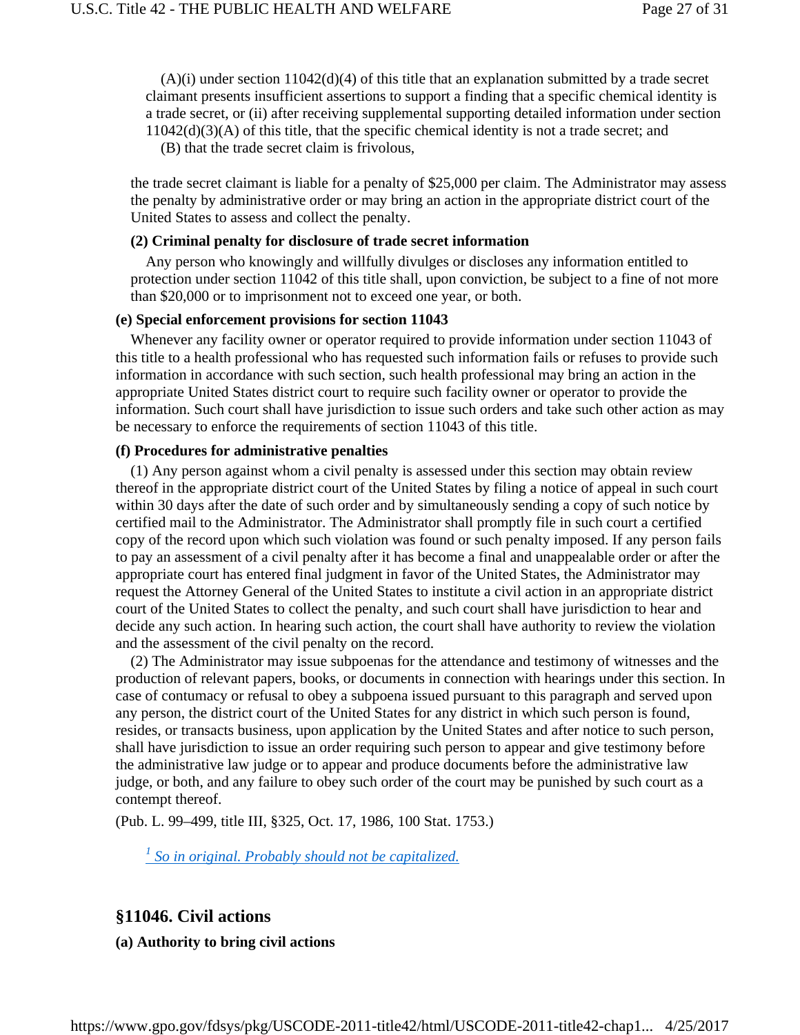(A)(i) under section 11042(d)(4) of this title that an explanation submitted by a trade secret claimant presents insufficient assertions to support a finding that a specific chemical identity is a trade secret, or (ii) after receiving supplemental supporting detailed information under section 11042(d)(3)(A) of this title, that the specific chemical identity is not a trade secret; and

(B) that the trade secret claim is frivolous,

the trade secret claimant is liable for a penalty of $25,000 per claim. The Administrator may assess the penalty by administrative order or may bring an action in the appropriate district court of the United States to assess and collect the penalty.

**(2) Criminal penalty for disclosure of trade secret information**

Any person who knowingly and willfully divulges or discloses any information entitled to protection under section 11042 of this title shall, upon conviction, be subject to a fine of not more than $20,000 or to imprisonment not to exceed one year, or both.

**(e) Special enforcement provisions for section 11043**

Whenever any facility owner or operator required to provide information under section 11043 of this title to a health professional who has requested such information fails or refuses to provide such information in accordance with such section, such health professional may bring an action in the appropriate United States district court to require such facility owner or operator to provide the information. Such court shall have jurisdiction to issue such orders and take such other action as may be necessary to enforce the requirements of section 11043 of this title.

**(f) Procedures for administrative penalties**

(1) Any person against whom a civil penalty is assessed under this section may obtain review thereof in the appropriate district court of the United States by filing a notice of appeal in such court within 30 days after the date of such order and by simultaneously sending a copy of such notice by certified mail to the Administrator. The Administrator shall promptly file in such court a certified copy of the record upon which such violation was found or such penalty imposed. If any person fails to pay an assessment of a civil penalty after it has become a final and unappealable order or after the appropriate court has entered final judgment in favor of the United States, the Administrator may request the Attorney General of the United States to institute a civil action in an appropriate district court of the United States to collect the penalty, and such court shall have jurisdiction to hear and decide any such action. In hearing such action, the court shall have authority to review the violation and the assessment of the civil penalty on the record.

(2) The Administrator may issue subpoenas for the attendance and testimony of witnesses and the production of relevant papers, books, or documents in connection with hearings under this section. In case of contumacy or refusal to obey a subpoena issued pursuant to this paragraph and served upon any person, the district court of the United States for any district in which such person is found, resides, or transacts business, upon application by the United States and after notice to such person, shall have jurisdiction to issue an order requiring such person to appear and give testimony before the administrative law judge or to appear and produce documents before the administrative law judge, or both, and any failure to obey such order of the court may be punished by such court as a contempt thereof.

(Pub. L. 99–499, title III, §325, Oct. 17, 1986, 100 Stat. 1753.)

[1] *So in original. Probably should not be capitalized.*

## §11046. Civil actions

**(a) Authority to bring civil actions**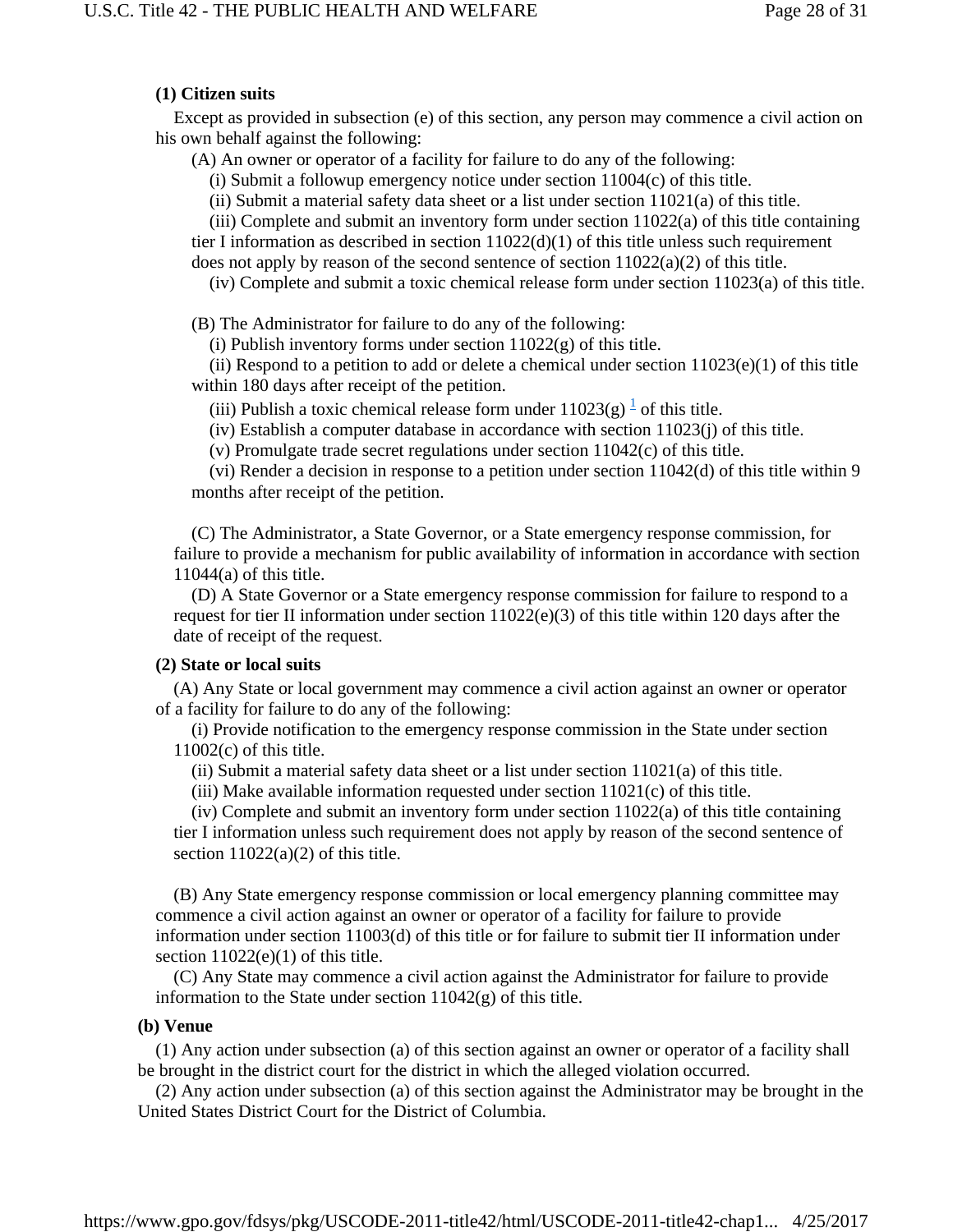**(1) Citizen suits**

Except as provided in subsection (e) of this section, any person may commence a civil action on his own behalf against the following:

(A) An owner or operator of a facility for failure to do any of the following:

(i) Submit a followup emergency notice under section 11004(c) of this title.

(ii) Submit a material safety data sheet or a list under section 11021(a) of this title.

(iii) Complete and submit an inventory form under section 11022(a) of this title containing tier I information as described in section 11022(d)(1) of this title unless such requirement does not apply by reason of the second sentence of section 11022(a)(2) of this title.

(iv) Complete and submit a toxic chemical release form under section 11023(a) of this title.

(B) The Administrator for failure to do any of the following:

(i) Publish inventory forms under section 11022(g) of this title.

(ii) Respond to a petition to add or delete a chemical under section 11023(e)(1) of this title within 180 days after receipt of the petition.

(iii) Publish a toxic chemical release form under 11023(g) [1] of this title.

(iv) Establish a computer database in accordance with section 11023(j) of this title.

(v) Promulgate trade secret regulations under section 11042(c) of this title.

(vi) Render a decision in response to a petition under section 11042(d) of this title within 9 months after receipt of the petition.

(C) The Administrator, a State Governor, or a State emergency response commission, for failure to provide a mechanism for public availability of information in accordance with section 11044(a) of this title.

(D) A State Governor or a State emergency response commission for failure to respond to a request for tier II information under section 11022(e)(3) of this title within 120 days after the date of receipt of the request.

**(2) State or local suits**

(A) Any State or local government may commence a civil action against an owner or operator of a facility for failure to do any of the following:

(i) Provide notification to the emergency response commission in the State under section 11002(c) of this title.

(ii) Submit a material safety data sheet or a list under section 11021(a) of this title.

(iii) Make available information requested under section 11021(c) of this title.

(iv) Complete and submit an inventory form under section 11022(a) of this title containing tier I information unless such requirement does not apply by reason of the second sentence of section 11022(a)(2) of this title.

(B) Any State emergency response commission or local emergency planning committee may commence a civil action against an owner or operator of a facility for failure to provide information under section 11003(d) of this title or for failure to submit tier II information under section 11022(e)(1) of this title.

(C) Any State may commence a civil action against the Administrator for failure to provide information to the State under section 11042(g) of this title.

**(b) Venue**

(1) Any action under subsection (a) of this section against an owner or operator of a facility shall be brought in the district court for the district in which the alleged violation occurred.

(2) Any action under subsection (a) of this section against the Administrator may be brought in the United States District Court for the District of Columbia.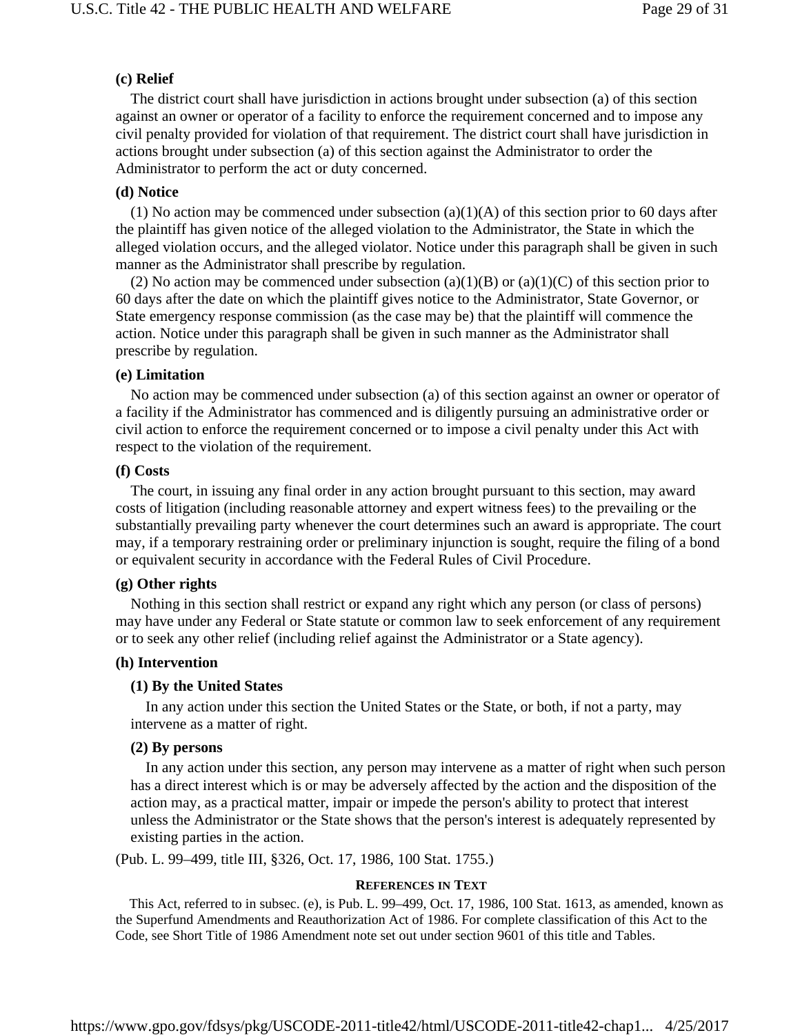**(c) Relief**

The district court shall have jurisdiction in actions brought under subsection (a) of this section against an owner or operator of a facility to enforce the requirement concerned and to impose any civil penalty provided for violation of that requirement. The district court shall have jurisdiction in actions brought under subsection (a) of this section against the Administrator to order the Administrator to perform the act or duty concerned.

**(d) Notice**

(1) No action may be commenced under subsection (a)(1)(A) of this section prior to 60 days after the plaintiff has given notice of the alleged violation to the Administrator, the State in which the alleged violation occurs, and the alleged violator. Notice under this paragraph shall be given in such manner as the Administrator shall prescribe by regulation.

(2) No action may be commenced under subsection (a)(1)(B) or (a)(1)(C) of this section prior to 60 days after the date on which the plaintiff gives notice to the Administrator, State Governor, or State emergency response commission (as the case may be) that the plaintiff will commence the action. Notice under this paragraph shall be given in such manner as the Administrator shall prescribe by regulation.

**(e) Limitation**

No action may be commenced under subsection (a) of this section against an owner or operator of a facility if the Administrator has commenced and is diligently pursuing an administrative order or civil action to enforce the requirement concerned or to impose a civil penalty under this Act with respect to the violation of the requirement.

**(f) Costs**

The court, in issuing any final order in any action brought pursuant to this section, may award costs of litigation (including reasonable attorney and expert witness fees) to the prevailing or the substantially prevailing party whenever the court determines such an award is appropriate. The court may, if a temporary restraining order or preliminary injunction is sought, require the filing of a bond or equivalent security in accordance with the Federal Rules of Civil Procedure.

**(g) Other rights**

Nothing in this section shall restrict or expand any right which any person (or class of persons) may have under any Federal or State statute or common law to seek enforcement of any requirement or to seek any other relief (including relief against the Administrator or a State agency).

**(h) Intervention**

**(1) By the United States**

In any action under this section the United States or the State, or both, if not a party, may intervene as a matter of right.

**(2) By persons**

In any action under this section, any person may intervene as a matter of right when such person has a direct interest which is or may be adversely affected by the action and the disposition of the action may, as a practical matter, impair or impede the person's ability to protect that interest unless the Administrator or the State shows that the person's interest is adequately represented by existing parties in the action.

(Pub. L. 99–499, title III, §326, Oct. 17, 1986, 100 Stat. 1755.)

**REFERENCES IN TEXT**

This Act, referred to in subsec. (e), is Pub. L. 99–499, Oct. 17, 1986, 100 Stat. 1613, as amended, known as the Superfund Amendments and Reauthorization Act of 1986. For complete classification of this Act to the Code, see Short Title of 1986 Amendment note set out under section 9601 of this title and Tables.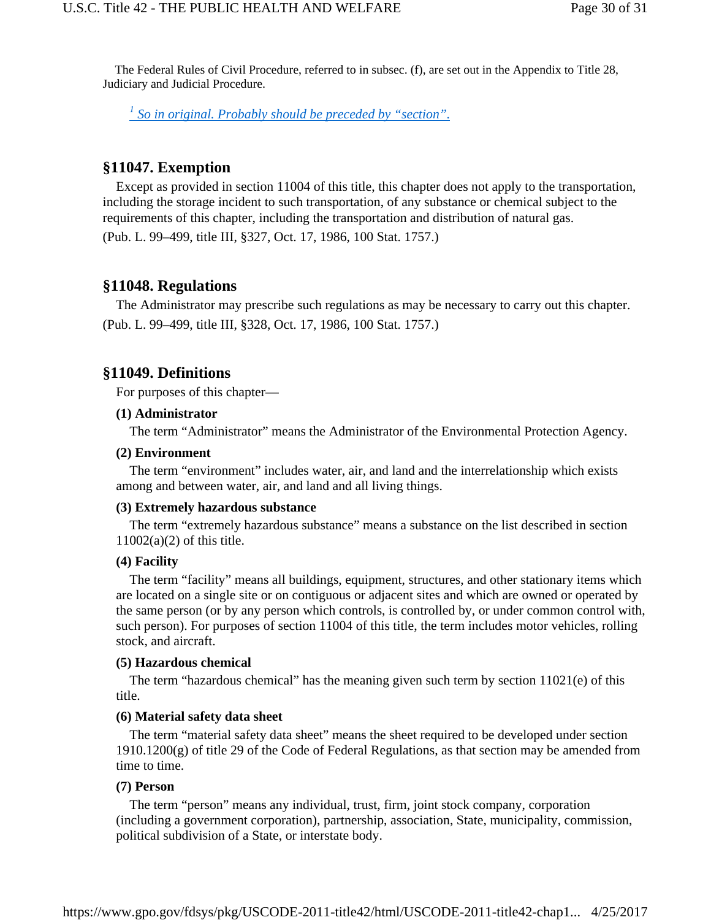The Federal Rules of Civil Procedure, referred to in subsec. (f), are set out in the Appendix to Title 28, Judiciary and Judicial Procedure.

[1] *So in original. Probably should be preceded by "section".*

## §11047. Exemption

Except as provided in section 11004 of this title, this chapter does not apply to the transportation, including the storage incident to such transportation, of any substance or chemical subject to the requirements of this chapter, including the transportation and distribution of natural gas.

(Pub. L. 99–499, title III, §327, Oct. 17, 1986, 100 Stat. 1757.)

## §11048. Regulations

The Administrator may prescribe such regulations as may be necessary to carry out this chapter.

(Pub. L. 99–499, title III, §328, Oct. 17, 1986, 100 Stat. 1757.)

## §11049. Definitions

For purposes of this chapter—

**(1) Administrator**

The term "Administrator" means the Administrator of the Environmental Protection Agency.

**(2) Environment**

The term "environment" includes water, air, and land and the interrelationship which exists among and between water, air, and land and all living things.

**(3) Extremely hazardous substance**

The term "extremely hazardous substance" means a substance on the list described in section 11002(a)(2) of this title.

**(4) Facility**

The term "facility" means all buildings, equipment, structures, and other stationary items which are located on a single site or on contiguous or adjacent sites and which are owned or operated by the same person (or by any person which controls, is controlled by, or under common control with, such person). For purposes of section 11004 of this title, the term includes motor vehicles, rolling stock, and aircraft.

**(5) Hazardous chemical**

The term "hazardous chemical" has the meaning given such term by section 11021(e) of this title.

**(6) Material safety data sheet**

The term "material safety data sheet" means the sheet required to be developed under section 1910.1200(g) of title 29 of the Code of Federal Regulations, as that section may be amended from time to time.

**(7) Person**

The term "person" means any individual, trust, firm, joint stock company, corporation (including a government corporation), partnership, association, State, municipality, commission, political subdivision of a State, or interstate body.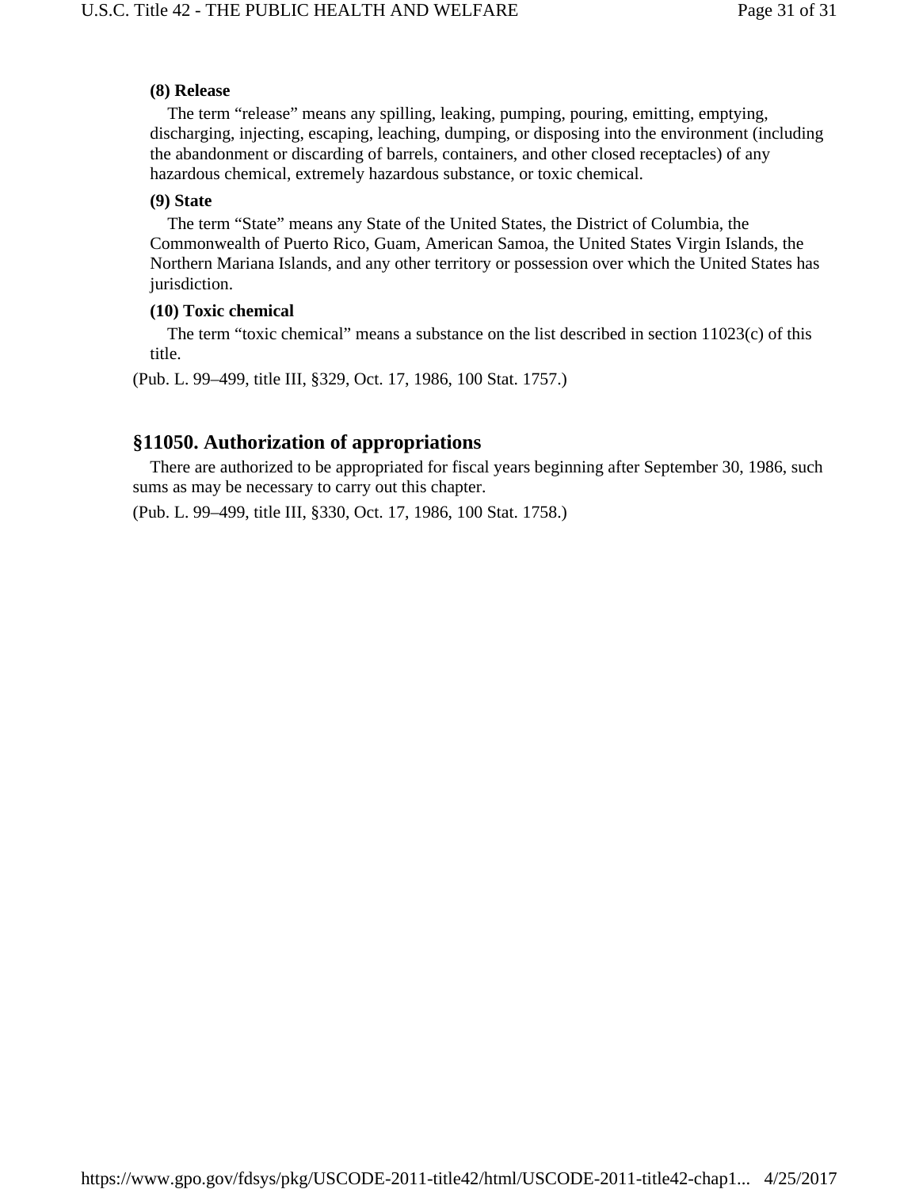**(8) Release**

The term "release" means any spilling, leaking, pumping, pouring, emitting, emptying, discharging, injecting, escaping, leaching, dumping, or disposing into the environment (including the abandonment or discarding of barrels, containers, and other closed receptacles) of any hazardous chemical, extremely hazardous substance, or toxic chemical.

**(9) State**

The term "State" means any State of the United States, the District of Columbia, the Commonwealth of Puerto Rico, Guam, American Samoa, the United States Virgin Islands, the Northern Mariana Islands, and any other territory or possession over which the United States has jurisdiction.

**(10) Toxic chemical**

The term "toxic chemical" means a substance on the list described in section 11023(c) of this title.

(Pub. L. 99–499, title III, §329, Oct. 17, 1986, 100 Stat. 1757.)

## §11050. Authorization of appropriations

There are authorized to be appropriated for fiscal years beginning after September 30, 1986, such sums as may be necessary to carry out this chapter.

(Pub. L. 99–499, title III, §330, Oct. 17, 1986, 100 Stat. 1758.)